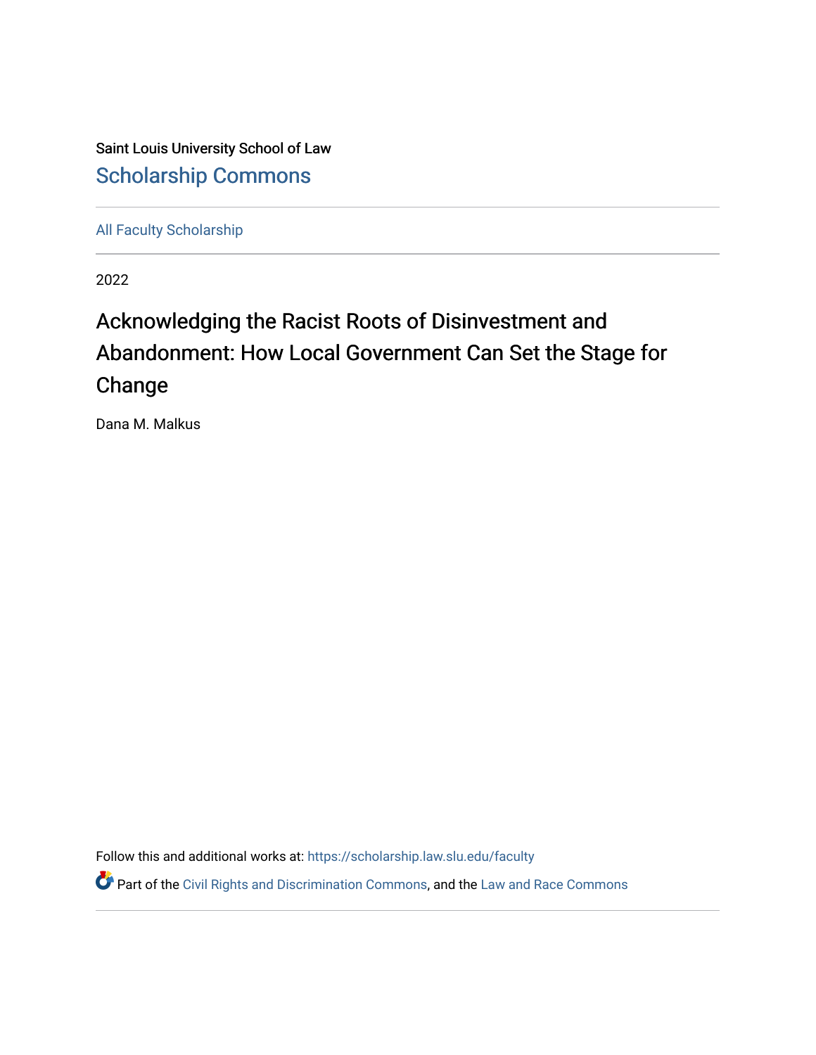Saint Louis University School of Law

# Scholarship Commons

All Faculty Scholarship

2022

## Acknowledging the Racist Roots of Disinvestment and Abandonment: How Local Government Can Set the Stage for Change

Dana M. Malkus

Follow this and additional works at: https://scholarship.law.slu.edu/faculty

Part of the Civil Rights and Discrimination Commons, and the Law and Race Commons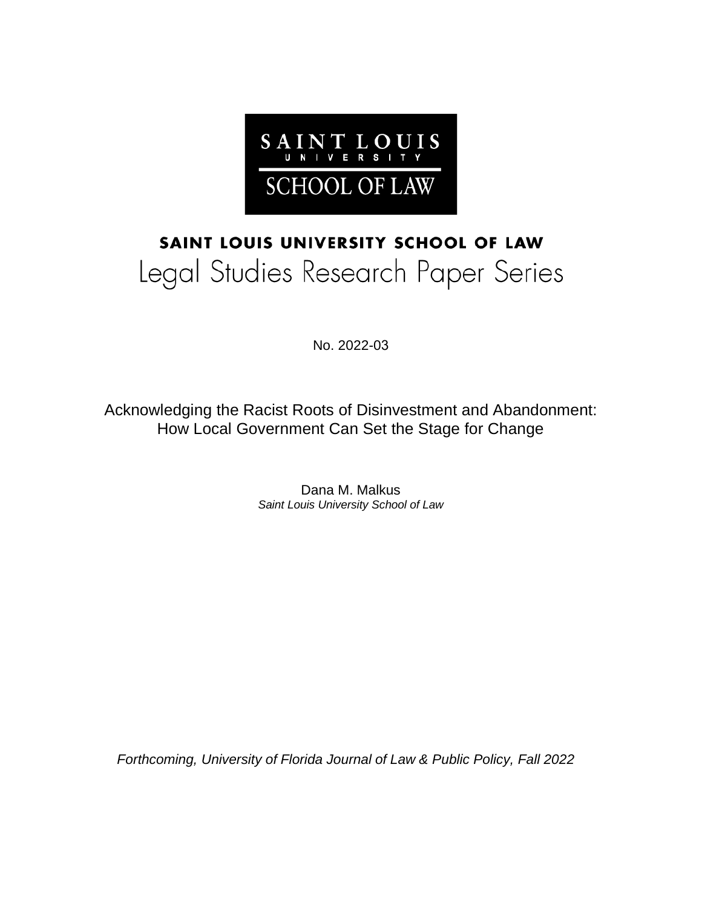SAINT LOUIS UNIVERSITY

SCHOOL OF LAW

## SAINT LOUIS UNIVERSITY SCHOOL OF LAW

# Legal Studies Research Paper Series

No. 2022-03

Acknowledging the Racist Roots of Disinvestment and Abandonment: How Local Government Can Set the Stage for Change

Dana M. Malkus
*Saint Louis University School of Law*

*Forthcoming, University of Florida Journal of Law & Public Policy, Fall 2022*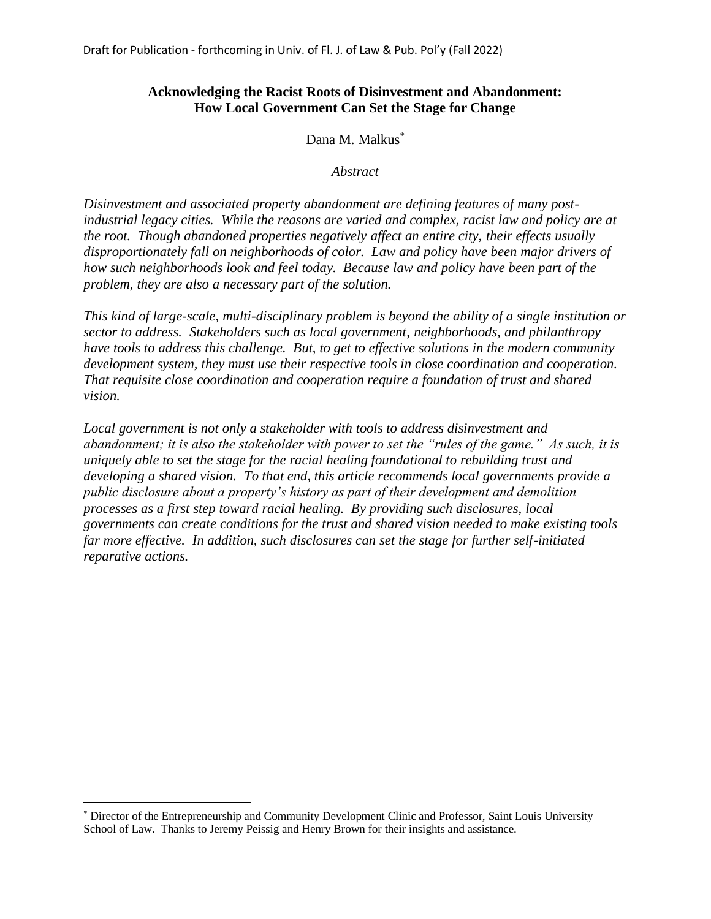Draft for Publication - forthcoming in Univ. of Fl. J. of Law & Pub. Pol'y (Fall 2022)

# Acknowledging the Racist Roots of Disinvestment and Abandonment: How Local Government Can Set the Stage for Change

Dana M. Malkus[*]

*Abstract*

*Disinvestment and associated property abandonment are defining features of many post-industrial legacy cities. While the reasons are varied and complex, racist law and policy are at the root. Though abandoned properties negatively affect an entire city, their effects usually disproportionately fall on neighborhoods of color. Law and policy have been major drivers of how such neighborhoods look and feel today. Because law and policy have been part of the problem, they are also a necessary part of the solution.*

*This kind of large-scale, multi-disciplinary problem is beyond the ability of a single institution or sector to address. Stakeholders such as local government, neighborhoods, and philanthropy have tools to address this challenge. But, to get to effective solutions in the modern community development system, they must use their respective tools in close coordination and cooperation. That requisite close coordination and cooperation require a foundation of trust and shared vision.*

*Local government is not only a stakeholder with tools to address disinvestment and abandonment; it is also the stakeholder with power to set the "rules of the game." As such, it is uniquely able to set the stage for the racial healing foundational to rebuilding trust and developing a shared vision. To that end, this article recommends local governments provide a public disclosure about a property's history as part of their development and demolition processes as a first step toward racial healing. By providing such disclosures, local governments can create conditions for the trust and shared vision needed to make existing tools far more effective. In addition, such disclosures can set the stage for further self-initiated reparative actions.*

[*] Director of the Entrepreneurship and Community Development Clinic and Professor, Saint Louis University School of Law. Thanks to Jeremy Peissig and Henry Brown for their insights and assistance.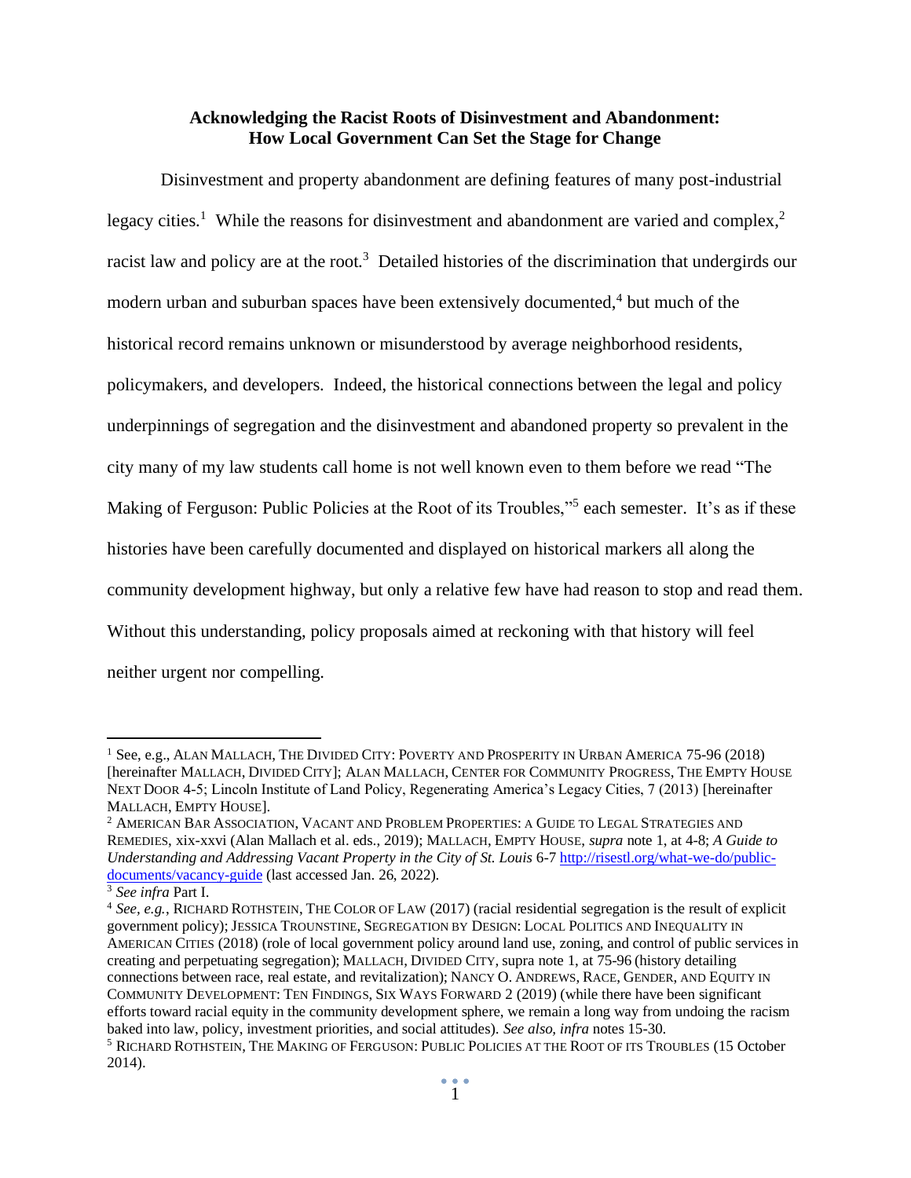**Acknowledging the Racist Roots of Disinvestment and Abandonment: How Local Government Can Set the Stage for Change**

Disinvestment and property abandonment are defining features of many post-industrial legacy cities.[1] While the reasons for disinvestment and abandonment are varied and complex,[2] racist law and policy are at the root.[3] Detailed histories of the discrimination that undergirds our modern urban and suburban spaces have been extensively documented,[4] but much of the historical record remains unknown or misunderstood by average neighborhood residents, policymakers, and developers. Indeed, the historical connections between the legal and policy underpinnings of segregation and the disinvestment and abandoned property so prevalent in the city many of my law students call home is not well known even to them before we read "The Making of Ferguson: Public Policies at the Root of its Troubles,"[5] each semester. It's as if these histories have been carefully documented and displayed on historical markers all along the community development highway, but only a relative few have had reason to stop and read them. Without this understanding, policy proposals aimed at reckoning with that history will feel neither urgent nor compelling.

---

[1] See, e.g., ALAN MALLACH, THE DIVIDED CITY: POVERTY AND PROSPERITY IN URBAN AMERICA 75-96 (2018) [hereinafter MALLACH, DIVIDED CITY]; ALAN MALLACH, CENTER FOR COMMUNITY PROGRESS, THE EMPTY HOUSE NEXT DOOR 4-5; Lincoln Institute of Land Policy, Regenerating America's Legacy Cities, 7 (2013) [hereinafter MALLACH, EMPTY HOUSE].

[2] AMERICAN BAR ASSOCIATION, VACANT AND PROBLEM PROPERTIES: A GUIDE TO LEGAL STRATEGIES AND REMEDIES, xix-xxvi (Alan Mallach et al. eds., 2019); MALLACH, EMPTY HOUSE, *supra* note 1, at 4-8; *A Guide to Understanding and Addressing Vacant Property in the City of St. Louis* 6-7 [http://risestl.org/what-we-do/public-documents/vacancy-guide](http://risestl.org/what-we-do/public-documents/vacancy-guide) (last accessed Jan. 26, 2022).

[3] *See infra* Part I.

[4] *See, e.g.*, RICHARD ROTHSTEIN, THE COLOR OF LAW (2017) (racial residential segregation is the result of explicit government policy); JESSICA TROUNSTINE, SEGREGATION BY DESIGN: LOCAL POLITICS AND INEQUALITY IN AMERICAN CITIES (2018) (role of local government policy around land use, zoning, and control of public services in creating and perpetuating segregation); MALLACH, DIVIDED CITY, supra note 1, at 75-96 (history detailing connections between race, real estate, and revitalization); NANCY O. ANDREWS, RACE, GENDER, AND EQUITY IN COMMUNITY DEVELOPMENT: TEN FINDINGS, SIX WAYS FORWARD 2 (2019) (while there have been significant efforts toward racial equity in the community development sphere, we remain a long way from undoing the racism baked into law, policy, investment priorities, and social attitudes). *See also, infra* notes 15-30.

[5] RICHARD ROTHSTEIN, THE MAKING OF FERGUSON: PUBLIC POLICIES AT THE ROOT OF ITS TROUBLES (15 October 2014).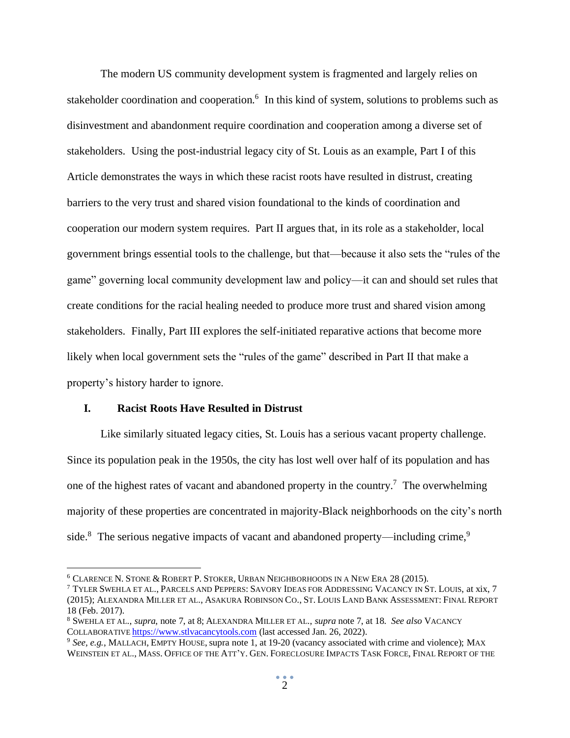The modern US community development system is fragmented and largely relies on stakeholder coordination and cooperation.[6] In this kind of system, solutions to problems such as disinvestment and abandonment require coordination and cooperation among a diverse set of stakeholders. Using the post-industrial legacy city of St. Louis as an example, Part I of this Article demonstrates the ways in which these racist roots have resulted in distrust, creating barriers to the very trust and shared vision foundational to the kinds of coordination and cooperation our modern system requires. Part II argues that, in its role as a stakeholder, local government brings essential tools to the challenge, but that—because it also sets the "rules of the game" governing local community development law and policy—it can and should set rules that create conditions for the racial healing needed to produce more trust and shared vision among stakeholders. Finally, Part III explores the self-initiated reparative actions that become more likely when local government sets the "rules of the game" described in Part II that make a property's history harder to ignore.

## I. Racist Roots Have Resulted in Distrust

Like similarly situated legacy cities, St. Louis has a serious vacant property challenge. Since its population peak in the 1950s, the city has lost well over half of its population and has one of the highest rates of vacant and abandoned property in the country.[7] The overwhelming majority of these properties are concentrated in majority-Black neighborhoods on the city's north side.[8] The serious negative impacts of vacant and abandoned property—including crime,[9]

---

[6] CLARENCE N. STONE & ROBERT P. STOKER, URBAN NEIGHBORHOODS IN A NEW ERA 28 (2015).

[7] TYLER SWEHLA ET AL., PARCELS AND PEPPERS: SAVORY IDEAS FOR ADDRESSING VACANCY IN ST. LOUIS, at xix, 7 (2015); ALEXANDRA MILLER ET AL., ASAKURA ROBINSON CO., ST. LOUIS LAND BANK ASSESSMENT: FINAL REPORT 18 (Feb. 2017).

[8] SWEHLA ET AL., *supra*, note 7, at 8; ALEXANDRA MILLER ET AL., *supra* note 7, at 18. *See also* VACANCY COLLABORATIVE https://www.stlvacancytools.com (last accessed Jan. 26, 2022).

[9] *See, e.g.*, MALLACH, EMPTY HOUSE, supra note 1, at 19-20 (vacancy associated with crime and violence); MAX WEINSTEIN ET AL., MASS. OFFICE OF THE ATT'Y. GEN. FORECLOSURE IMPACTS TASK FORCE, FINAL REPORT OF THE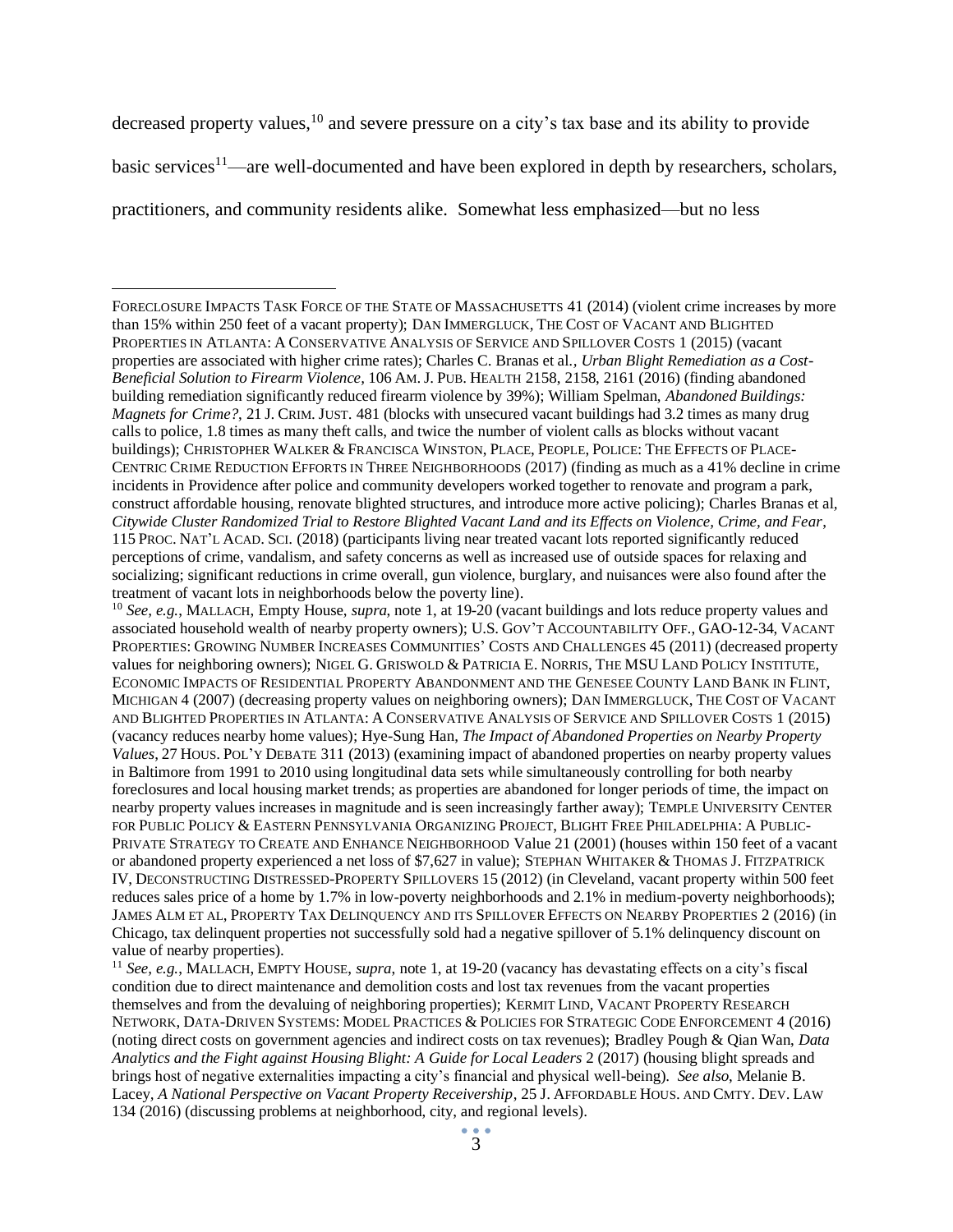decreased property values,[10] and severe pressure on a city's tax base and its ability to provide basic services[11]—are well-documented and have been explored in depth by researchers, scholars, practitioners, and community residents alike. Somewhat less emphasized—but no less

---

FORECLOSURE IMPACTS TASK FORCE OF THE STATE OF MASSACHUSETTS 41 (2014) (violent crime increases by more than 15% within 250 feet of a vacant property); DAN IMMERGLUCK, THE COST OF VACANT AND BLIGHTED PROPERTIES IN ATLANTA: A CONSERVATIVE ANALYSIS OF SERVICE AND SPILLOVER COSTS 1 (2015) (vacant properties are associated with higher crime rates); Charles C. Branas et al., *Urban Blight Remediation as a Cost-Beneficial Solution to Firearm Violence*, 106 AM. J. PUB. HEALTH 2158, 2158, 2161 (2016) (finding abandoned building remediation significantly reduced firearm violence by 39%); William Spelman, *Abandoned Buildings: Magnets for Crime?*, 21 J. CRIM. JUST. 481 (blocks with unsecured vacant buildings had 3.2 times as many drug calls to police, 1.8 times as many theft calls, and twice the number of violent calls as blocks without vacant buildings); CHRISTOPHER WALKER & FRANCISCA WINSTON, PLACE, PEOPLE, POLICE: THE EFFECTS OF PLACE-CENTRIC CRIME REDUCTION EFFORTS IN THREE NEIGHBORHOODS (2017) (finding as much as a 41% decline in crime incidents in Providence after police and community developers worked together to renovate and program a park, construct affordable housing, renovate blighted structures, and introduce more active policing); Charles Branas et al, *Citywide Cluster Randomized Trial to Restore Blighted Vacant Land and its Effects on Violence, Crime, and Fear*, 115 PROC. NAT'L ACAD. SCI. (2018) (participants living near treated vacant lots reported significantly reduced perceptions of crime, vandalism, and safety concerns as well as increased use of outside spaces for relaxing and socializing; significant reductions in crime overall, gun violence, burglary, and nuisances were also found after the treatment of vacant lots in neighborhoods below the poverty line).

[10] *See, e.g.*, MALLACH, Empty House, *supra*, note 1, at 19-20 (vacant buildings and lots reduce property values and associated household wealth of nearby property owners); U.S. GOV'T ACCOUNTABILITY OFF., GAO-12-34, VACANT PROPERTIES: GROWING NUMBER INCREASES COMMUNITIES' COSTS AND CHALLENGES 45 (2011) (decreased property values for neighboring owners); NIGEL G. GRISWOLD & PATRICIA E. NORRIS, THE MSU LAND POLICY INSTITUTE, ECONOMIC IMPACTS OF RESIDENTIAL PROPERTY ABANDONMENT AND THE GENESEE COUNTY LAND BANK IN FLINT, MICHIGAN 4 (2007) (decreasing property values on neighboring owners); DAN IMMERGLUCK, THE COST OF VACANT AND BLIGHTED PROPERTIES IN ATLANTA: A CONSERVATIVE ANALYSIS OF SERVICE AND SPILLOVER COSTS 1 (2015) (vacancy reduces nearby home values); Hye-Sung Han, *The Impact of Abandoned Properties on Nearby Property Values*, 27 HOUS. POL'Y DEBATE 311 (2013) (examining impact of abandoned properties on nearby property values in Baltimore from 1991 to 2010 using longitudinal data sets while simultaneously controlling for both nearby foreclosures and local housing market trends; as properties are abandoned for longer periods of time, the impact on nearby property values increases in magnitude and is seen increasingly farther away); TEMPLE UNIVERSITY CENTER FOR PUBLIC POLICY & EASTERN PENNSYLVANIA ORGANIZING PROJECT, BLIGHT FREE PHILADELPHIA: A PUBLIC-PRIVATE STRATEGY TO CREATE AND ENHANCE NEIGHBORHOOD Value 21 (2001) (houses within 150 feet of a vacant or abandoned property experienced a net loss of $7,627 in value); STEPHAN WHITAKER & THOMAS J. FITZPATRICK IV, DECONSTRUCTING DISTRESSED-PROPERTY SPILLOVERS 15 (2012) (in Cleveland, vacant property within 500 feet reduces sales price of a home by 1.7% in low-poverty neighborhoods and 2.1% in medium-poverty neighborhoods); JAMES ALM ET AL, PROPERTY TAX DELINQUENCY AND ITS SPILLOVER EFFECTS ON NEARBY PROPERTIES 2 (2016) (in Chicago, tax delinquent properties not successfully sold had a negative spillover of 5.1% delinquency discount on value of nearby properties).

[11] *See, e.g.*, MALLACH, EMPTY HOUSE, *supra*, note 1, at 19-20 (vacancy has devastating effects on a city's fiscal condition due to direct maintenance and demolition costs and lost tax revenues from the vacant properties themselves and from the devaluing of neighboring properties); KERMIT LIND, VACANT PROPERTY RESEARCH NETWORK, DATA-DRIVEN SYSTEMS: MODEL PRACTICES & POLICIES FOR STRATEGIC CODE ENFORCEMENT 4 (2016) (noting direct costs on government agencies and indirect costs on tax revenues); Bradley Pough & Qian Wan, *Data Analytics and the Fight against Housing Blight: A Guide for Local Leaders* 2 (2017) (housing blight spreads and brings host of negative externalities impacting a city's financial and physical well-being). *See also*, Melanie B. Lacey, *A National Perspective on Vacant Property Receivership*, 25 J. AFFORDABLE HOUS. AND CMTY. DEV. LAW 134 (2016) (discussing problems at neighborhood, city, and regional levels).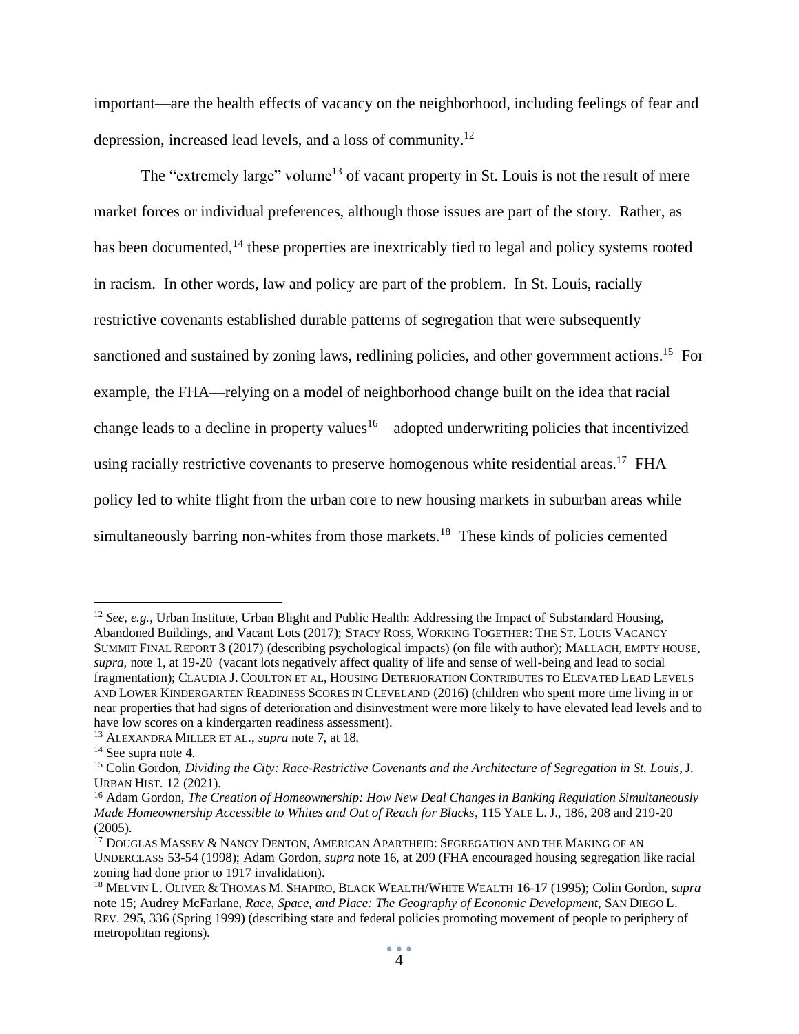important—are the health effects of vacancy on the neighborhood, including feelings of fear and depression, increased lead levels, and a loss of community.[12]

The "extremely large" volume[13] of vacant property in St. Louis is not the result of mere market forces or individual preferences, although those issues are part of the story. Rather, as has been documented,[14] these properties are inextricably tied to legal and policy systems rooted in racism. In other words, law and policy are part of the problem. In St. Louis, racially restrictive covenants established durable patterns of segregation that were subsequently sanctioned and sustained by zoning laws, redlining policies, and other government actions.[15] For example, the FHA—relying on a model of neighborhood change built on the idea that racial change leads to a decline in property values[16]—adopted underwriting policies that incentivized using racially restrictive covenants to preserve homogenous white residential areas.[17] FHA policy led to white flight from the urban core to new housing markets in suburban areas while simultaneously barring non-whites from those markets.[18] These kinds of policies cemented

---

[12] *See, e.g.*, Urban Institute, Urban Blight and Public Health: Addressing the Impact of Substandard Housing, Abandoned Buildings, and Vacant Lots (2017); STACY ROSS, WORKING TOGETHER: THE ST. LOUIS VACANCY SUMMIT FINAL REPORT 3 (2017) (describing psychological impacts) (on file with author); MALLACH, EMPTY HOUSE, *supra*, note 1, at 19-20 (vacant lots negatively affect quality of life and sense of well-being and lead to social fragmentation); CLAUDIA J. COULTON ET AL, HOUSING DETERIORATION CONTRIBUTES TO ELEVATED LEAD LEVELS AND LOWER KINDERGARTEN READINESS SCORES IN CLEVELAND (2016) (children who spent more time living in or near properties that had signs of deterioration and disinvestment were more likely to have elevated lead levels and to have low scores on a kindergarten readiness assessment).

[13] ALEXANDRA MILLER ET AL., *supra* note 7, at 18.

[14] See supra note 4.

[15] Colin Gordon, *Dividing the City: Race-Restrictive Covenants and the Architecture of Segregation in St. Louis*, J. URBAN HIST. 12 (2021).

[16] Adam Gordon, *The Creation of Homeownership: How New Deal Changes in Banking Regulation Simultaneously Made Homeownership Accessible to Whites and Out of Reach for Blacks*, 115 YALE L. J., 186, 208 and 219-20 (2005).

[17] DOUGLAS MASSEY & NANCY DENTON, AMERICAN APARTHEID: SEGREGATION AND THE MAKING OF AN UNDERCLASS 53-54 (1998); Adam Gordon, *supra* note 16, at 209 (FHA encouraged housing segregation like racial zoning had done prior to 1917 invalidation).

[18] MELVIN L. OLIVER & THOMAS M. SHAPIRO, BLACK WEALTH/WHITE WEALTH 16-17 (1995); Colin Gordon, *supra* note 15; Audrey McFarlane, *Race, Space, and Place: The Geography of Economic Development*, SAN DIEGO L. REV. 295, 336 (Spring 1999) (describing state and federal policies promoting movement of people to periphery of metropolitan regions).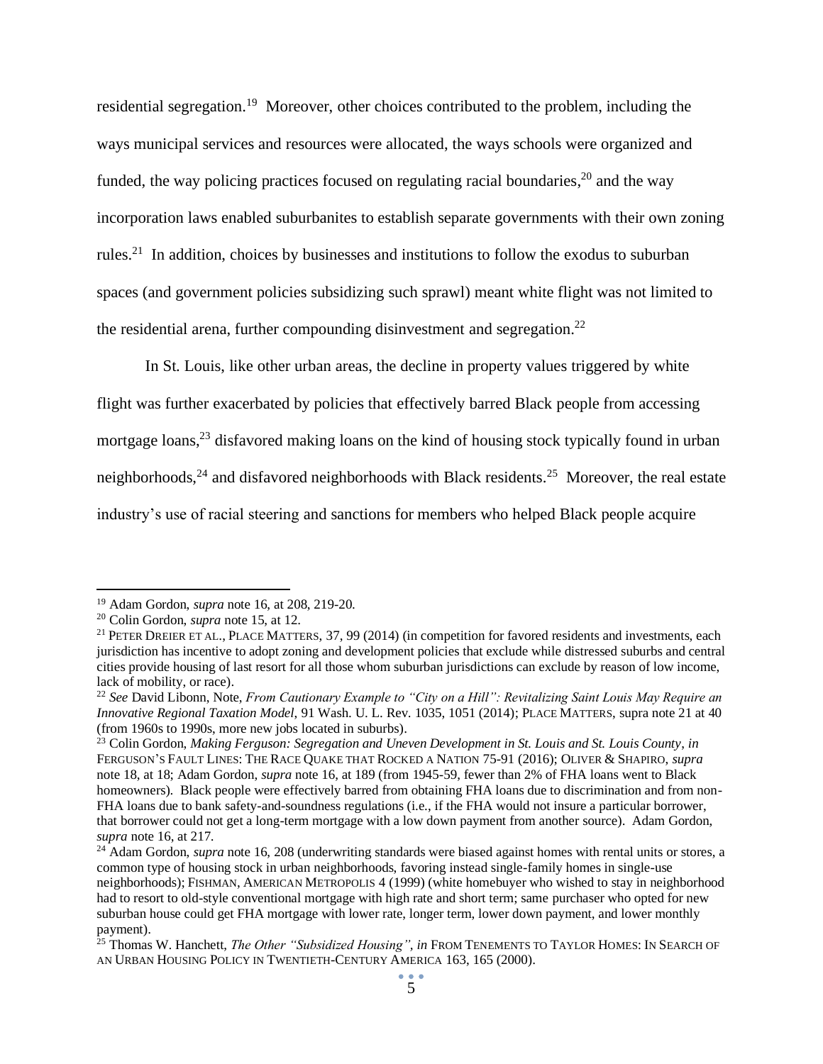residential segregation.[19] Moreover, other choices contributed to the problem, including the ways municipal services and resources were allocated, the ways schools were organized and funded, the way policing practices focused on regulating racial boundaries,[20] and the way incorporation laws enabled suburbanites to establish separate governments with their own zoning rules.[21] In addition, choices by businesses and institutions to follow the exodus to suburban spaces (and government policies subsidizing such sprawl) meant white flight was not limited to the residential arena, further compounding disinvestment and segregation.[22]

In St. Louis, like other urban areas, the decline in property values triggered by white flight was further exacerbated by policies that effectively barred Black people from accessing mortgage loans,[23] disfavored making loans on the kind of housing stock typically found in urban neighborhoods,[24] and disfavored neighborhoods with Black residents.[25] Moreover, the real estate industry's use of racial steering and sanctions for members who helped Black people acquire

---

[19] Adam Gordon, *supra* note 16, at 208, 219-20.

[20] Colin Gordon, *supra* note 15, at 12.

[21] PETER DREIER ET AL., PLACE MATTERS, 37, 99 (2014) (in competition for favored residents and investments, each jurisdiction has incentive to adopt zoning and development policies that exclude while distressed suburbs and central cities provide housing of last resort for all those whom suburban jurisdictions can exclude by reason of low income, lack of mobility, or race).

[22] *See* David Libonn, Note, *From Cautionary Example to "City on a Hill": Revitalizing Saint Louis May Require an Innovative Regional Taxation Model*, 91 Wash. U. L. Rev. 1035, 1051 (2014); PLACE MATTERS, supra note 21 at 40 (from 1960s to 1990s, more new jobs located in suburbs).

[23] Colin Gordon, *Making Ferguson: Segregation and Uneven Development in St. Louis and St. Louis County*, *in* FERGUSON'S FAULT LINES: THE RACE QUAKE THAT ROCKED A NATION 75-91 (2016); OLIVER & SHAPIRO, *supra* note 18, at 18; Adam Gordon, *supra* note 16, at 189 (from 1945-59, fewer than 2% of FHA loans went to Black homeowners). Black people were effectively barred from obtaining FHA loans due to discrimination and from non-FHA loans due to bank safety-and-soundness regulations (i.e., if the FHA would not insure a particular borrower, that borrower could not get a long-term mortgage with a low down payment from another source). Adam Gordon, *supra* note 16, at 217.

[24] Adam Gordon, *supra* note 16, 208 (underwriting standards were biased against homes with rental units or stores, a common type of housing stock in urban neighborhoods, favoring instead single-family homes in single-use neighborhoods); FISHMAN, AMERICAN METROPOLIS 4 (1999) (white homebuyer who wished to stay in neighborhood had to resort to old-style conventional mortgage with high rate and short term; same purchaser who opted for new suburban house could get FHA mortgage with lower rate, longer term, lower down payment, and lower monthly payment).

[25] Thomas W. Hanchett, *The Other "Subsidized Housing", in* FROM TENEMENTS TO TAYLOR HOMES: IN SEARCH OF AN URBAN HOUSING POLICY IN TWENTIETH-CENTURY AMERICA 163, 165 (2000).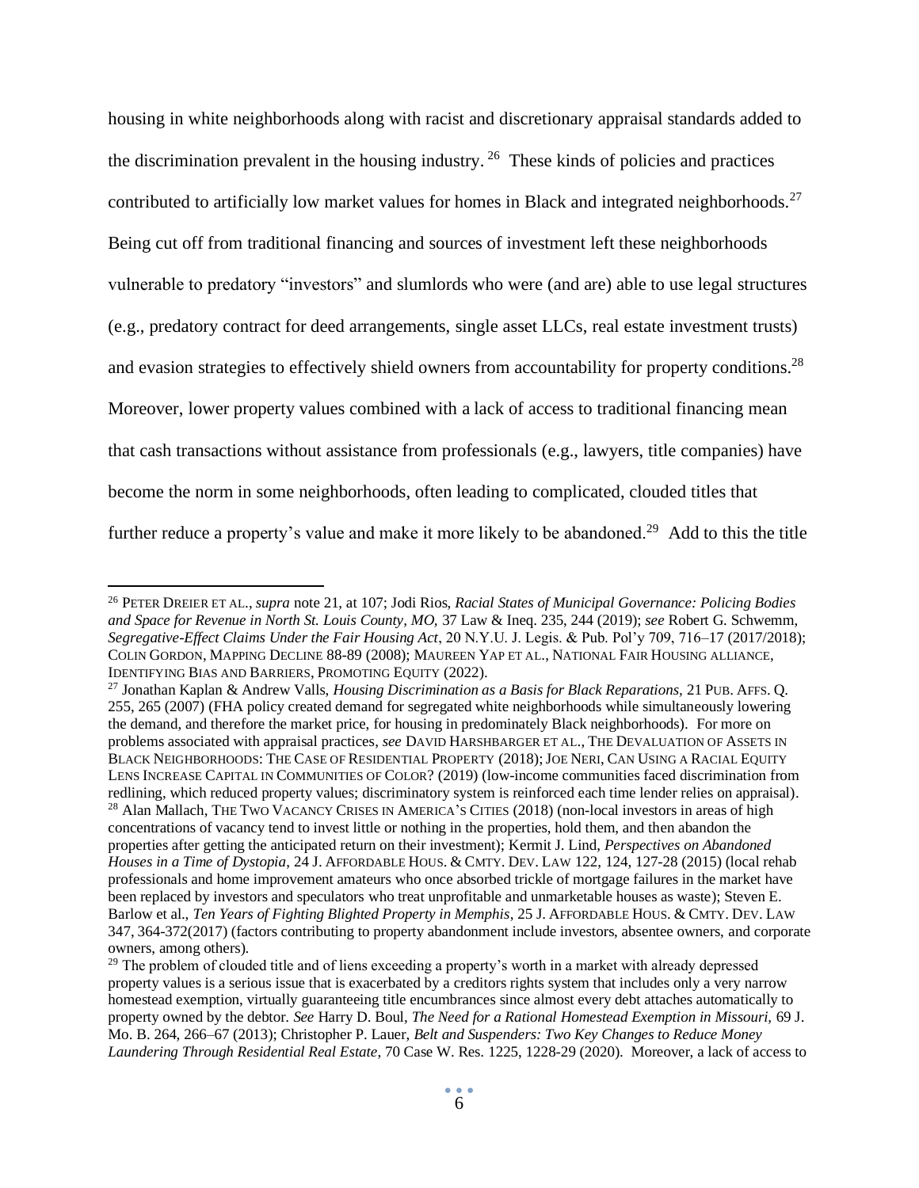housing in white neighborhoods along with racist and discretionary appraisal standards added to the discrimination prevalent in the housing industry.[26] These kinds of policies and practices contributed to artificially low market values for homes in Black and integrated neighborhoods.[27] Being cut off from traditional financing and sources of investment left these neighborhoods vulnerable to predatory "investors" and slumlords who were (and are) able to use legal structures (e.g., predatory contract for deed arrangements, single asset LLCs, real estate investment trusts) and evasion strategies to effectively shield owners from accountability for property conditions.[28] Moreover, lower property values combined with a lack of access to traditional financing mean that cash transactions without assistance from professionals (e.g., lawyers, title companies) have become the norm in some neighborhoods, often leading to complicated, clouded titles that further reduce a property's value and make it more likely to be abandoned.[29] Add to this the title

---

[26] PETER DREIER ET AL., *supra* note 21, at 107; Jodi Rios, *Racial States of Municipal Governance: Policing Bodies and Space for Revenue in North St. Louis County, MO,* 37 Law & Ineq. 235, 244 (2019); *see* Robert G. Schwemm, *Segregative-Effect Claims Under the Fair Housing Act*, 20 N.Y.U. J. Legis. & Pub. Pol'y 709, 716–17 (2017/2018); COLIN GORDON, MAPPING DECLINE 88-89 (2008); MAUREEN YAP ET AL., NATIONAL FAIR HOUSING ALLIANCE, IDENTIFYING BIAS AND BARRIERS, PROMOTING EQUITY (2022).

[27] Jonathan Kaplan & Andrew Valls, *Housing Discrimination as a Basis for Black Reparations,* 21 PUB. AFFS. Q. 255, 265 (2007) (FHA policy created demand for segregated white neighborhoods while simultaneously lowering the demand, and therefore the market price, for housing in predominately Black neighborhoods). For more on problems associated with appraisal practices, *see* DAVID HARSHBARGER ET AL., THE DEVALUATION OF ASSETS IN BLACK NEIGHBORHOODS: THE CASE OF RESIDENTIAL PROPERTY (2018); JOE NERI, CAN USING A RACIAL EQUITY LENS INCREASE CAPITAL IN COMMUNITIES OF COLOR? (2019) (low-income communities faced discrimination from redlining, which reduced property values; discriminatory system is reinforced each time lender relies on appraisal).

[28] Alan Mallach, THE TWO VACANCY CRISES IN AMERICA'S CITIES (2018) (non-local investors in areas of high concentrations of vacancy tend to invest little or nothing in the properties, hold them, and then abandon the properties after getting the anticipated return on their investment); Kermit J. Lind, *Perspectives on Abandoned Houses in a Time of Dystopia*, 24 J. AFFORDABLE HOUS. & CMTY. DEV. LAW 122, 124, 127-28 (2015) (local rehab professionals and home improvement amateurs who once absorbed trickle of mortgage failures in the market have been replaced by investors and speculators who treat unprofitable and unmarketable houses as waste); Steven E. Barlow et al., *Ten Years of Fighting Blighted Property in Memphis*, 25 J. AFFORDABLE HOUS. & CMTY. DEV. LAW 347, 364-372(2017) (factors contributing to property abandonment include investors, absentee owners, and corporate owners, among others).

[29] The problem of clouded title and of liens exceeding a property's worth in a market with already depressed property values is a serious issue that is exacerbated by a creditors rights system that includes only a very narrow homestead exemption, virtually guaranteeing title encumbrances since almost every debt attaches automatically to property owned by the debtor. *See* Harry D. Boul, *The Need for a Rational Homestead Exemption in Missouri,* 69 J. Mo. B. 264, 266–67 (2013); Christopher P. Lauer, *Belt and Suspenders: Two Key Changes to Reduce Money Laundering Through Residential Real Estate*, 70 Case W. Res. 1225, 1228-29 (2020). Moreover, a lack of access to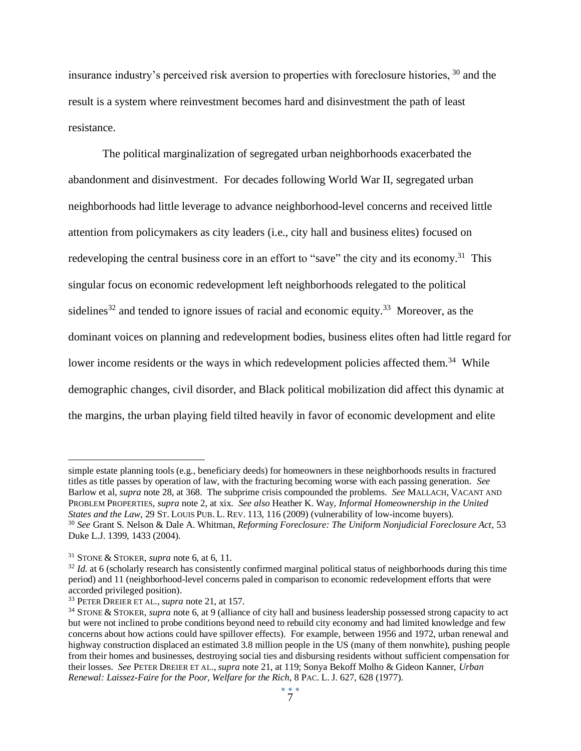insurance industry's perceived risk aversion to properties with foreclosure histories, [30] and the result is a system where reinvestment becomes hard and disinvestment the path of least resistance.

The political marginalization of segregated urban neighborhoods exacerbated the abandonment and disinvestment. For decades following World War II, segregated urban neighborhoods had little leverage to advance neighborhood-level concerns and received little attention from policymakers as city leaders (i.e., city hall and business elites) focused on redeveloping the central business core in an effort to "save" the city and its economy.[31] This singular focus on economic redevelopment left neighborhoods relegated to the political sidelines[32] and tended to ignore issues of racial and economic equity.[33] Moreover, as the dominant voices on planning and redevelopment bodies, business elites often had little regard for lower income residents or the ways in which redevelopment policies affected them.[34] While demographic changes, civil disorder, and Black political mobilization did affect this dynamic at the margins, the urban playing field tilted heavily in favor of economic development and elite

---

simple estate planning tools (e.g., beneficiary deeds) for homeowners in these neighborhoods results in fractured titles as title passes by operation of law, with the fracturing becoming worse with each passing generation. *See* Barlow et al, *supra* note 28, at 368. The subprime crisis compounded the problems. *See* MALLACH, VACANT AND PROBLEM PROPERTIES, *supra* note 2, at xix. *See also* Heather K. Way, *Informal Homeownership in the United States and the Law*, 29 ST. LOUIS PUB. L. REV. 113, 116 (2009) (vulnerability of low-income buyers).

[30] *See* Grant S. Nelson & Dale A. Whitman, *Reforming Foreclosure: The Uniform Nonjudicial Foreclosure Act*, 53 Duke L.J. 1399, 1433 (2004).

[31] STONE & STOKER, *supra* note 6, at 6, 11.

[32] *Id.* at 6 (scholarly research has consistently confirmed marginal political status of neighborhoods during this time period) and 11 (neighborhood-level concerns paled in comparison to economic redevelopment efforts that were accorded privileged position).

[33] PETER DREIER ET AL., *supra* note 21, at 157.

[34] STONE & STOKER, *supra* note 6, at 9 (alliance of city hall and business leadership possessed strong capacity to act but were not inclined to probe conditions beyond need to rebuild city economy and had limited knowledge and few concerns about how actions could have spillover effects). For example, between 1956 and 1972, urban renewal and highway construction displaced an estimated 3.8 million people in the US (many of them nonwhite), pushing people from their homes and businesses, destroying social ties and disbursing residents without sufficient compensation for their losses. *See* PETER DREIER ET AL., *supra* note 21, at 119; Sonya Bekoff Molho & Gideon Kanner, *Urban Renewal: Laissez-Faire for the Poor, Welfare for the Rich*, 8 PAC. L. J. 627, 628 (1977).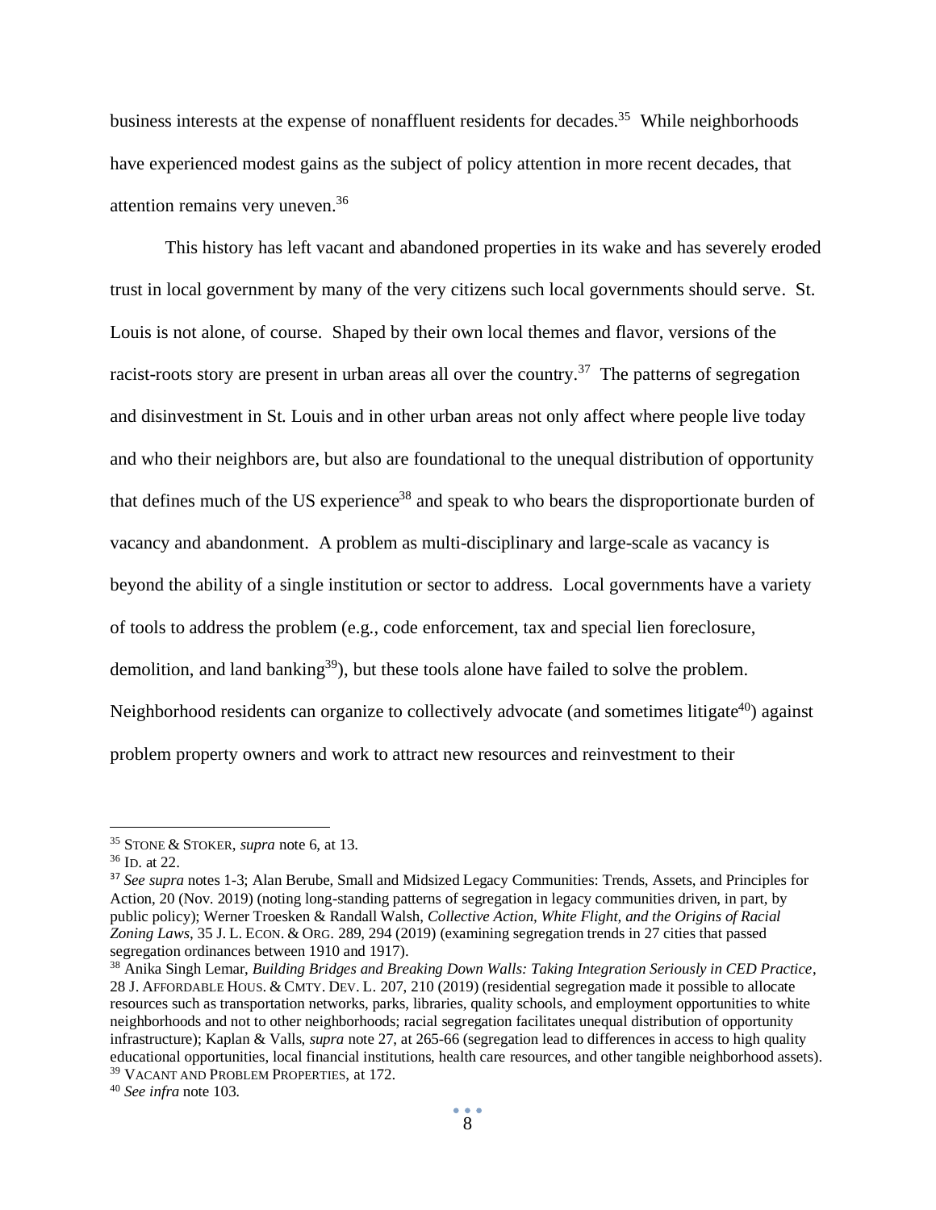business interests at the expense of nonaffluent residents for decades.[35] While neighborhoods have experienced modest gains as the subject of policy attention in more recent decades, that attention remains very uneven.[36]

This history has left vacant and abandoned properties in its wake and has severely eroded trust in local government by many of the very citizens such local governments should serve. St. Louis is not alone, of course. Shaped by their own local themes and flavor, versions of the racist-roots story are present in urban areas all over the country.[37] The patterns of segregation and disinvestment in St. Louis and in other urban areas not only affect where people live today and who their neighbors are, but also are foundational to the unequal distribution of opportunity that defines much of the US experience[38] and speak to who bears the disproportionate burden of vacancy and abandonment. A problem as multi-disciplinary and large-scale as vacancy is beyond the ability of a single institution or sector to address. Local governments have a variety of tools to address the problem (e.g., code enforcement, tax and special lien foreclosure, demolition, and land banking[39]), but these tools alone have failed to solve the problem. Neighborhood residents can organize to collectively advocate (and sometimes litigate[40]) against problem property owners and work to attract new resources and reinvestment to their

---

[35] STONE & STOKER, *supra* note 6, at 13.

[36] ID. at 22.

[37] *See supra* notes 1-3; Alan Berube, Small and Midsized Legacy Communities: Trends, Assets, and Principles for Action, 20 (Nov. 2019) (noting long-standing patterns of segregation in legacy communities driven, in part, by public policy); Werner Troesken & Randall Walsh, *Collective Action, White Flight, and the Origins of Racial Zoning Laws*, 35 J. L. ECON. & ORG. 289, 294 (2019) (examining segregation trends in 27 cities that passed segregation ordinances between 1910 and 1917).

[38] Anika Singh Lemar, *Building Bridges and Breaking Down Walls: Taking Integration Seriously in CED Practice*, 28 J. AFFORDABLE HOUS. & CMTY. DEV. L. 207, 210 (2019) (residential segregation made it possible to allocate resources such as transportation networks, parks, libraries, quality schools, and employment opportunities to white neighborhoods and not to other neighborhoods; racial segregation facilitates unequal distribution of opportunity infrastructure); Kaplan & Valls, *supra* note 27, at 265-66 (segregation lead to differences in access to high quality educational opportunities, local financial institutions, health care resources, and other tangible neighborhood assets).

[39] VACANT AND PROBLEM PROPERTIES, at 172.

[40] *See infra* note 103.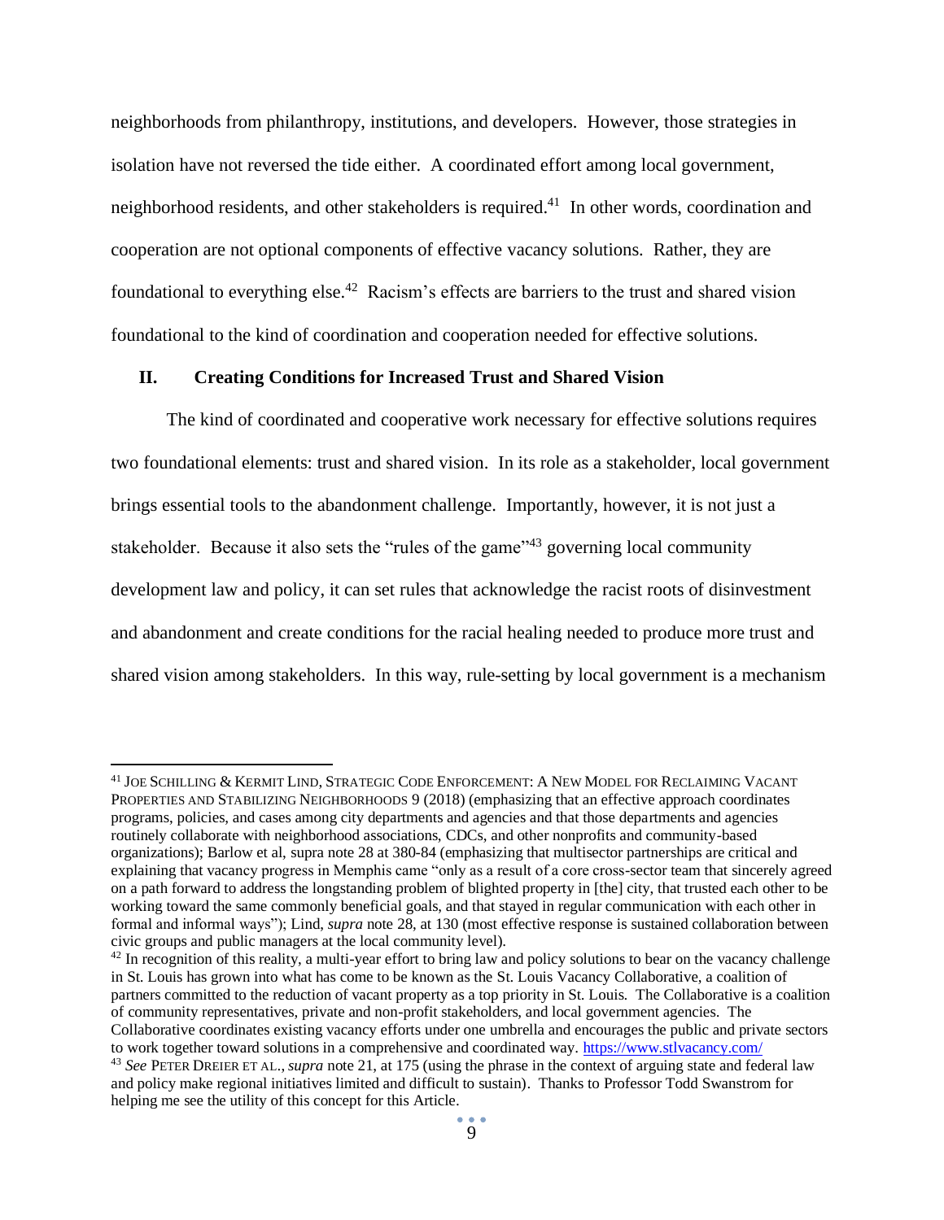neighborhoods from philanthropy, institutions, and developers. However, those strategies in isolation have not reversed the tide either. A coordinated effort among local government, neighborhood residents, and other stakeholders is required.[41] In other words, coordination and cooperation are not optional components of effective vacancy solutions. Rather, they are foundational to everything else.[42] Racism's effects are barriers to the trust and shared vision foundational to the kind of coordination and cooperation needed for effective solutions.

## II. Creating Conditions for Increased Trust and Shared Vision

The kind of coordinated and cooperative work necessary for effective solutions requires two foundational elements: trust and shared vision. In its role as a stakeholder, local government brings essential tools to the abandonment challenge. Importantly, however, it is not just a stakeholder. Because it also sets the "rules of the game"[43] governing local community development law and policy, it can set rules that acknowledge the racist roots of disinvestment and abandonment and create conditions for the racial healing needed to produce more trust and shared vision among stakeholders. In this way, rule-setting by local government is a mechanism

---

[41] JOE SCHILLING & KERMIT LIND, STRATEGIC CODE ENFORCEMENT: A NEW MODEL FOR RECLAIMING VACANT PROPERTIES AND STABILIZING NEIGHBORHOODS 9 (2018) (emphasizing that an effective approach coordinates programs, policies, and cases among city departments and agencies and that those departments and agencies routinely collaborate with neighborhood associations, CDCs, and other nonprofits and community-based organizations); Barlow et al, supra note 28 at 380-84 (emphasizing that multisector partnerships are critical and explaining that vacancy progress in Memphis came "only as a result of a core cross-sector team that sincerely agreed on a path forward to address the longstanding problem of blighted property in [the] city, that trusted each other to be working toward the same commonly beneficial goals, and that stayed in regular communication with each other in formal and informal ways"); Lind, *supra* note 28, at 130 (most effective response is sustained collaboration between civic groups and public managers at the local community level).

[42] In recognition of this reality, a multi-year effort to bring law and policy solutions to bear on the vacancy challenge in St. Louis has grown into what has come to be known as the St. Louis Vacancy Collaborative, a coalition of partners committed to the reduction of vacant property as a top priority in St. Louis. The Collaborative is a coalition of community representatives, private and non-profit stakeholders, and local government agencies. The Collaborative coordinates existing vacancy efforts under one umbrella and encourages the public and private sectors to work together toward solutions in a comprehensive and coordinated way. https://www.stlvacancy.com/

[43] *See* PETER DREIER ET AL., *supra* note 21, at 175 (using the phrase in the context of arguing state and federal law and policy make regional initiatives limited and difficult to sustain). Thanks to Professor Todd Swanstrom for helping me see the utility of this concept for this Article.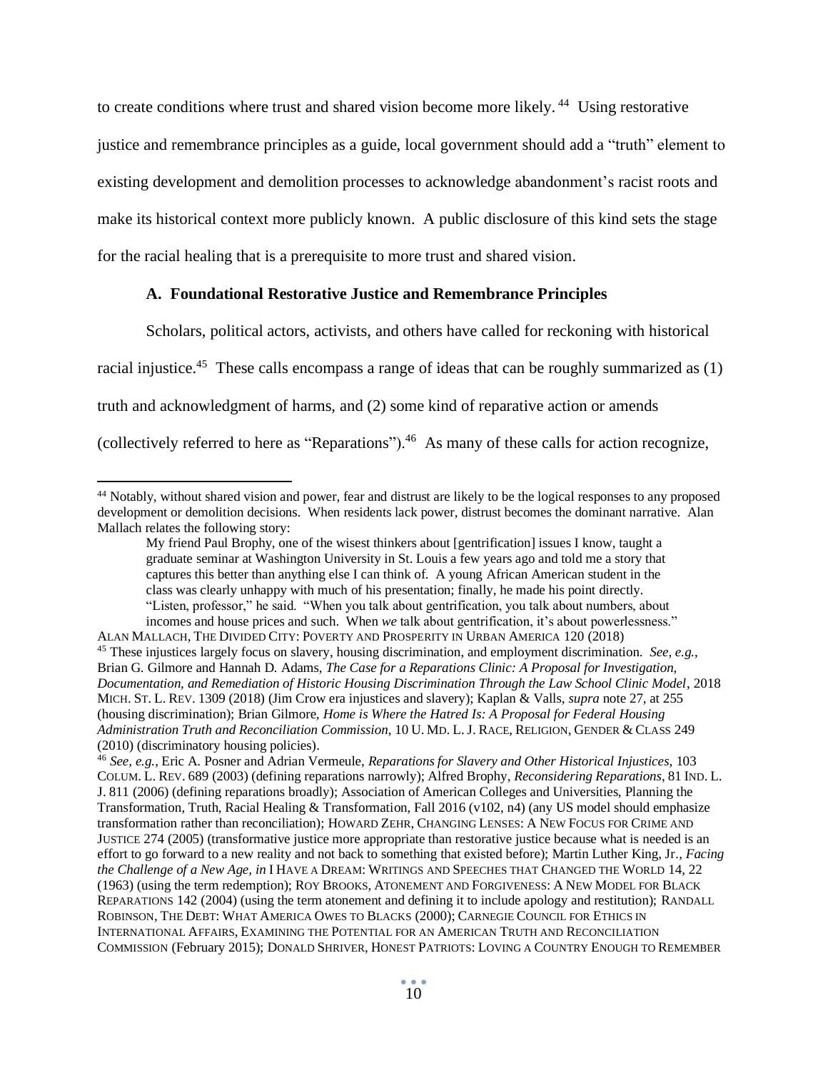to create conditions where trust and shared vision become more likely.[44] Using restorative justice and remembrance principles as a guide, local government should add a "truth" element to existing development and demolition processes to acknowledge abandonment's racist roots and make its historical context more publicly known. A public disclosure of this kind sets the stage for the racial healing that is a prerequisite to more trust and shared vision.

### A. Foundational Restorative Justice and Remembrance Principles

Scholars, political actors, activists, and others have called for reckoning with historical racial injustice.[45] These calls encompass a range of ideas that can be roughly summarized as (1) truth and acknowledgment of harms, and (2) some kind of reparative action or amends (collectively referred to here as "Reparations").[46] As many of these calls for action recognize,

---

[44] Notably, without shared vision and power, fear and distrust are likely to be the logical responses to any proposed development or demolition decisions. When residents lack power, distrust becomes the dominant narrative. Alan Mallach relates the following story:

> My friend Paul Brophy, one of the wisest thinkers about [gentrification] issues I know, taught a graduate seminar at Washington University in St. Louis a few years ago and told me a story that captures this better than anything else I can think of. A young African American student in the class was clearly unhappy with much of his presentation; finally, he made his point directly. "Listen, professor," he said. "When you talk about gentrification, you talk about numbers, about incomes and house prices and such. When *we* talk about gentrification, it's about powerlessness."

ALAN MALLACH, THE DIVIDED CITY: POVERTY AND PROSPERITY IN URBAN AMERICA 120 (2018)

[45] These injustices largely focus on slavery, housing discrimination, and employment discrimination. *See, e.g.*, Brian G. Gilmore and Hannah D. Adams, *The Case for a Reparations Clinic: A Proposal for Investigation, Documentation, and Remediation of Historic Housing Discrimination Through the Law School Clinic Model*, 2018 MICH. ST. L. REV. 1309 (2018) (Jim Crow era injustices and slavery); Kaplan & Valls, *supra* note 27, at 255 (housing discrimination); Brian Gilmore, *Home is Where the Hatred Is: A Proposal for Federal Housing Administration Truth and Reconciliation Commission*, 10 U. MD. L. J. RACE, RELIGION, GENDER & CLASS 249 (2010) (discriminatory housing policies).

[46] *See, e.g.*, Eric A. Posner and Adrian Vermeule, *Reparations for Slavery and Other Historical Injustices*, 103 COLUM. L. REV. 689 (2003) (defining reparations narrowly); Alfred Brophy, *Reconsidering Reparations*, 81 IND. L. J. 811 (2006) (defining reparations broadly); Association of American Colleges and Universities, Planning the Transformation, Truth, Racial Healing & Transformation, Fall 2016 (v102, n4) (any US model should emphasize transformation rather than reconciliation); HOWARD ZEHR, CHANGING LENSES: A NEW FOCUS FOR CRIME AND JUSTICE 274 (2005) (transformative justice more appropriate than restorative justice because what is needed is an effort to go forward to a new reality and not back to something that existed before); Martin Luther King, Jr., *Facing the Challenge of a New Age, in* I HAVE A DREAM: WRITINGS AND SPEECHES THAT CHANGED THE WORLD 14, 22 (1963) (using the term redemption); ROY BROOKS, ATONEMENT AND FORGIVENESS: A NEW MODEL FOR BLACK REPARATIONS 142 (2004) (using the term atonement and defining it to include apology and restitution); RANDALL ROBINSON, THE DEBT: WHAT AMERICA OWES TO BLACKS (2000); CARNEGIE COUNCIL FOR ETHICS IN INTERNATIONAL AFFAIRS, EXAMINING THE POTENTIAL FOR AN AMERICAN TRUTH AND RECONCILIATION COMMISSION (February 2015); DONALD SHRIVER, HONEST PATRIOTS: LOVING A COUNTRY ENOUGH TO REMEMBER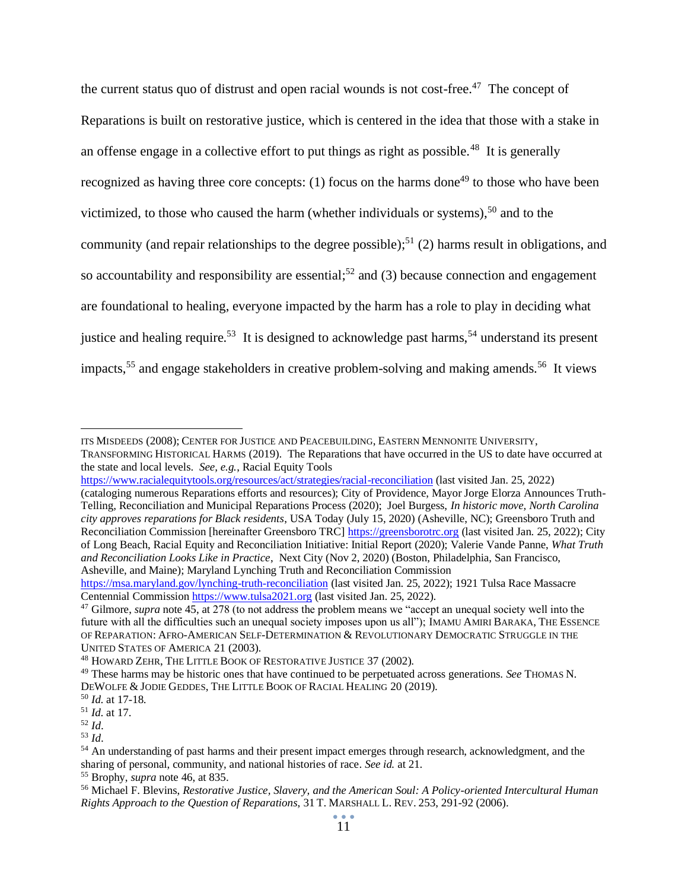the current status quo of distrust and open racial wounds is not cost-free.[47] The concept of Reparations is built on restorative justice, which is centered in the idea that those with a stake in an offense engage in a collective effort to put things as right as possible.[48] It is generally recognized as having three core concepts: (1) focus on the harms done[49] to those who have been victimized, to those who caused the harm (whether individuals or systems),[50] and to the community (and repair relationships to the degree possible);[51] (2) harms result in obligations, and so accountability and responsibility are essential;[52] and (3) because connection and engagement are foundational to healing, everyone impacted by the harm has a role to play in deciding what justice and healing require.[53] It is designed to acknowledge past harms,[54] understand its present impacts,[55] and engage stakeholders in creative problem-solving and making amends.[56] It views

---

ITS MISDEEDS (2008); CENTER FOR JUSTICE AND PEACEBUILDING, EASTERN MENNONITE UNIVERSITY, TRANSFORMING HISTORICAL HARMS (2019). The Reparations that have occurred in the US to date have occurred at the state and local levels. *See, e.g.*, Racial Equity Tools https://www.racialequitytools.org/resources/act/strategies/racial-reconciliation (last visited Jan. 25, 2022) (cataloging numerous Reparations efforts and resources); City of Providence, Mayor Jorge Elorza Announces Truth-Telling, Reconciliation and Municipal Reparations Process (2020); Joel Burgess, *In historic move, North Carolina city approves reparations for Black residents*, USA Today (July 15, 2020) (Asheville, NC); Greensboro Truth and Reconciliation Commission [hereinafter Greensboro TRC] https://greensborotrc.org (last visited Jan. 25, 2022); City of Long Beach, Racial Equity and Reconciliation Initiative: Initial Report (2020); Valerie Vande Panne, *What Truth and Reconciliation Looks Like in Practice*, Next City (Nov 2, 2020) (Boston, Philadelphia, San Francisco, Asheville, and Maine); Maryland Lynching Truth and Reconciliation Commission https://msa.maryland.gov/lynching-truth-reconciliation (last visited Jan. 25, 2022); 1921 Tulsa Race Massacre Centennial Commission https://www.tulsa2021.org (last visited Jan. 25, 2022).

[47] Gilmore, *supra* note 45, at 278 (to not address the problem means we "accept an unequal society well into the future with all the difficulties such an unequal society imposes upon us all"); IMAMU AMIRI BARAKA, THE ESSENCE OF REPARATION: AFRO-AMERICAN SELF-DETERMINATION & REVOLUTIONARY DEMOCRATIC STRUGGLE IN THE UNITED STATES OF AMERICA 21 (2003).

[48] HOWARD ZEHR, THE LITTLE BOOK OF RESTORATIVE JUSTICE 37 (2002).

[49] These harms may be historic ones that have continued to be perpetuated across generations. *See* THOMAS N. DEWOLFE & JODIE GEDDES, THE LITTLE BOOK OF RACIAL HEALING 20 (2019).

[50] *Id.* at 17-18.

[51] *Id.* at 17.

[52] *Id.*

[53] *Id.*

[54] An understanding of past harms and their present impact emerges through research, acknowledgment, and the sharing of personal, community, and national histories of race. *See id.* at 21.

[55] Brophy, *supra* note 46, at 835.

[56] Michael F. Blevins, *Restorative Justice, Slavery, and the American Soul: A Policy-oriented Intercultural Human Rights Approach to the Question of Reparations*, 31 T. MARSHALL L. REV. 253, 291-92 (2006).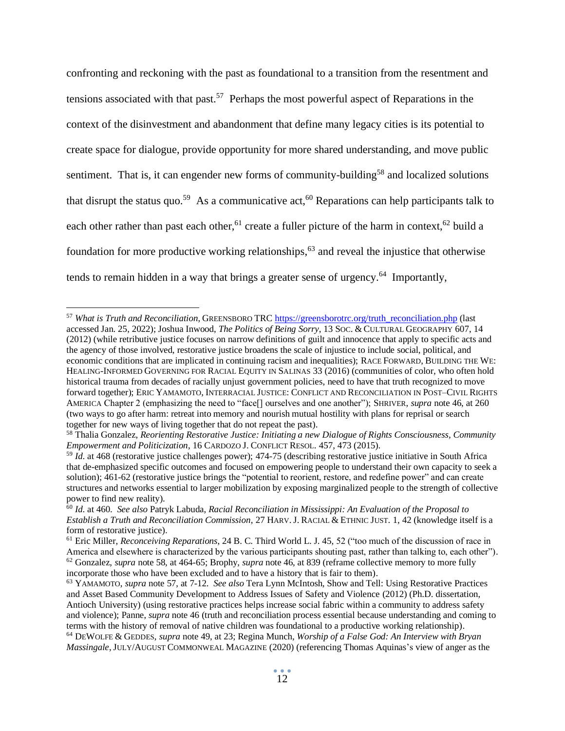confronting and reckoning with the past as foundational to a transition from the resentment and tensions associated with that past.[57] Perhaps the most powerful aspect of Reparations in the context of the disinvestment and abandonment that define many legacy cities is its potential to create space for dialogue, provide opportunity for more shared understanding, and move public sentiment. That is, it can engender new forms of community-building[58] and localized solutions that disrupt the status quo.[59] As a communicative act,[60] Reparations can help participants talk to each other rather than past each other,[61] create a fuller picture of the harm in context,[62] build a foundation for more productive working relationships,[63] and reveal the injustice that otherwise tends to remain hidden in a way that brings a greater sense of urgency.[64] Importantly,

---

[57] *What is Truth and Reconciliation*, GREENSBORO TRC https://greensborotrc.org/truth_reconciliation.php (last accessed Jan. 25, 2022); Joshua Inwood, *The Politics of Being Sorry*, 13 SOC. & CULTURAL GEOGRAPHY 607, 14 (2012) (while retributive justice focuses on narrow definitions of guilt and innocence that apply to specific acts and the agency of those involved, restorative justice broadens the scale of injustice to include social, political, and economic conditions that are implicated in continuing racism and inequalities); RACE FORWARD, BUILDING THE WE: HEALING-INFORMED GOVERNING FOR RACIAL EQUITY IN SALINAS 33 (2016) (communities of color, who often hold historical trauma from decades of racially unjust government policies, need to have that truth recognized to move forward together); ERIC YAMAMOTO, INTERRACIAL JUSTICE: CONFLICT AND RECONCILIATION IN POST–CIVIL RIGHTS AMERICA Chapter 2 (emphasizing the need to "face[] ourselves and one another"); SHRIVER, *supra* note 46, at 260 (two ways to go after harm: retreat into memory and nourish mutual hostility with plans for reprisal or search together for new ways of living together that do not repeat the past).

[58] Thalia Gonzalez, *Reorienting Restorative Justice: Initiating a new Dialogue of Rights Consciousness, Community Empowerment and Politicization*, 16 CARDOZO J. CONFLICT RESOL. 457, 473 (2015).

[59] *Id.* at 468 (restorative justice challenges power); 474-75 (describing restorative justice initiative in South Africa that de-emphasized specific outcomes and focused on empowering people to understand their own capacity to seek a solution); 461-62 (restorative justice brings the "potential to reorient, restore, and redefine power" and can create structures and networks essential to larger mobilization by exposing marginalized people to the strength of collective power to find new reality).

[60] *Id.* at 460. *See also* Patryk Labuda, *Racial Reconciliation in Mississippi: An Evaluation of the Proposal to Establish a Truth and Reconciliation Commission*, 27 HARV. J. RACIAL & ETHNIC JUST. 1, 42 (knowledge itself is a form of restorative justice).

[61] Eric Miller, *Reconceiving Reparations*, 24 B. C. Third World L. J. 45, 52 ("too much of the discussion of race in America and elsewhere is characterized by the various participants shouting past, rather than talking to, each other").

[62] Gonzalez, *supra* note 58, at 464-65; Brophy, *supra* note 46, at 839 (reframe collective memory to more fully incorporate those who have been excluded and to have a history that is fair to them).

[63] YAMAMOTO, *supra* note 57, at 7-12. *See also* Tera Lynn McIntosh, Show and Tell: Using Restorative Practices and Asset Based Community Development to Address Issues of Safety and Violence (2012) (Ph.D. dissertation, Antioch University) (using restorative practices helps increase social fabric within a community to address safety and violence); Panne, *supra* note 46 (truth and reconciliation process essential because understanding and coming to terms with the history of removal of native children was foundational to a productive working relationship).

[64] DEWOLFE & GEDDES, *supra* note 49, at 23; Regina Munch, *Worship of a False God: An Interview with Bryan Massingale*, JULY/AUGUST COMMONWEAL MAGAZINE (2020) (referencing Thomas Aquinas's view of anger as the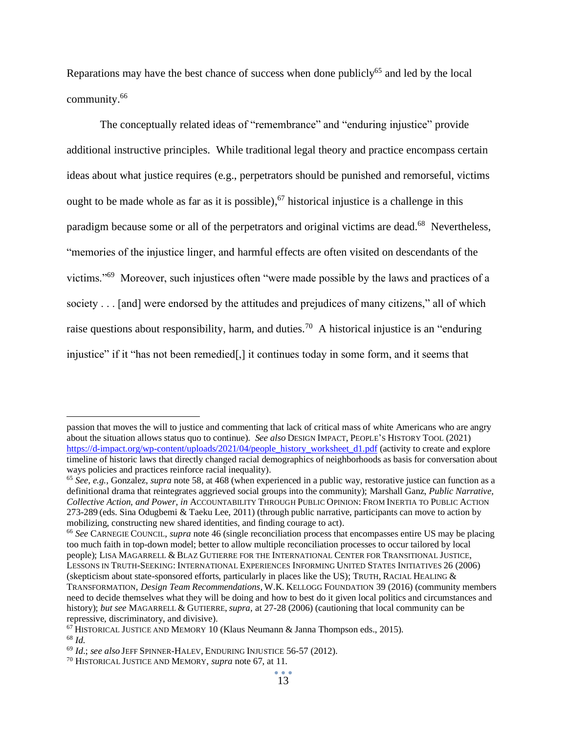Reparations may have the best chance of success when done publicly[65] and led by the local community.[66]

The conceptually related ideas of "remembrance" and "enduring injustice" provide additional instructive principles. While traditional legal theory and practice encompass certain ideas about what justice requires (e.g., perpetrators should be punished and remorseful, victims ought to be made whole as far as it is possible),[67] historical injustice is a challenge in this paradigm because some or all of the perpetrators and original victims are dead.[68] Nevertheless, "memories of the injustice linger, and harmful effects are often visited on descendants of the victims."[69] Moreover, such injustices often "were made possible by the laws and practices of a society . . . [and] were endorsed by the attitudes and prejudices of many citizens," all of which raise questions about responsibility, harm, and duties.[70] A historical injustice is an "enduring injustice" if it "has not been remedied[,] it continues today in some form, and it seems that

---

passion that moves the will to justice and commenting that lack of critical mass of white Americans who are angry about the situation allows status quo to continue). *See also* DESIGN IMPACT, PEOPLE'S HISTORY TOOL (2021) https://d-impact.org/wp-content/uploads/2021/04/people_history_worksheet_d1.pdf (activity to create and explore timeline of historic laws that directly changed racial demographics of neighborhoods as basis for conversation about ways policies and practices reinforce racial inequality).

[65] *See, e.g.*, Gonzalez, *supra* note 58, at 468 (when experienced in a public way, restorative justice can function as a definitional drama that reintegrates aggrieved social groups into the community); Marshall Ganz, *Public Narrative, Collective Action, and Power*, *in* ACCOUNTABILITY THROUGH PUBLIC OPINION: FROM INERTIA TO PUBLIC ACTION 273-289 (eds. Sina Odugbemi & Taeku Lee, 2011) (through public narrative, participants can move to action by mobilizing, constructing new shared identities, and finding courage to act).

[66] *See* CARNEGIE COUNCIL, *supra* note 46 (single reconciliation process that encompasses entire US may be placing too much faith in top-down model; better to allow multiple reconciliation processes to occur tailored by local people); LISA MAGARRELL & BLAZ GUTIERRE FOR THE INTERNATIONAL CENTER FOR TRANSITIONAL JUSTICE, LESSONS IN TRUTH-SEEKING: INTERNATIONAL EXPERIENCES INFORMING UNITED STATES INITIATIVES 26 (2006) (skepticism about state-sponsored efforts, particularly in places like the US); TRUTH, RACIAL HEALING & TRANSFORMATION, *Design Team Recommendations*, W.K. KELLOGG FOUNDATION 39 (2016) (community members need to decide themselves what they will be doing and how to best do it given local politics and circumstances and history); *but see* MAGARRELL & GUTIERRE, *supra*, at 27-28 (2006) (cautioning that local community can be repressive, discriminatory, and divisive).

[67] HISTORICAL JUSTICE AND MEMORY 10 (Klaus Neumann & Janna Thompson eds., 2015).

[68] *Id.*

[69] *Id.*; *see also* JEFF SPINNER-HALEV, ENDURING INJUSTICE 56-57 (2012).

[70] HISTORICAL JUSTICE AND MEMORY, *supra* note 67, at 11.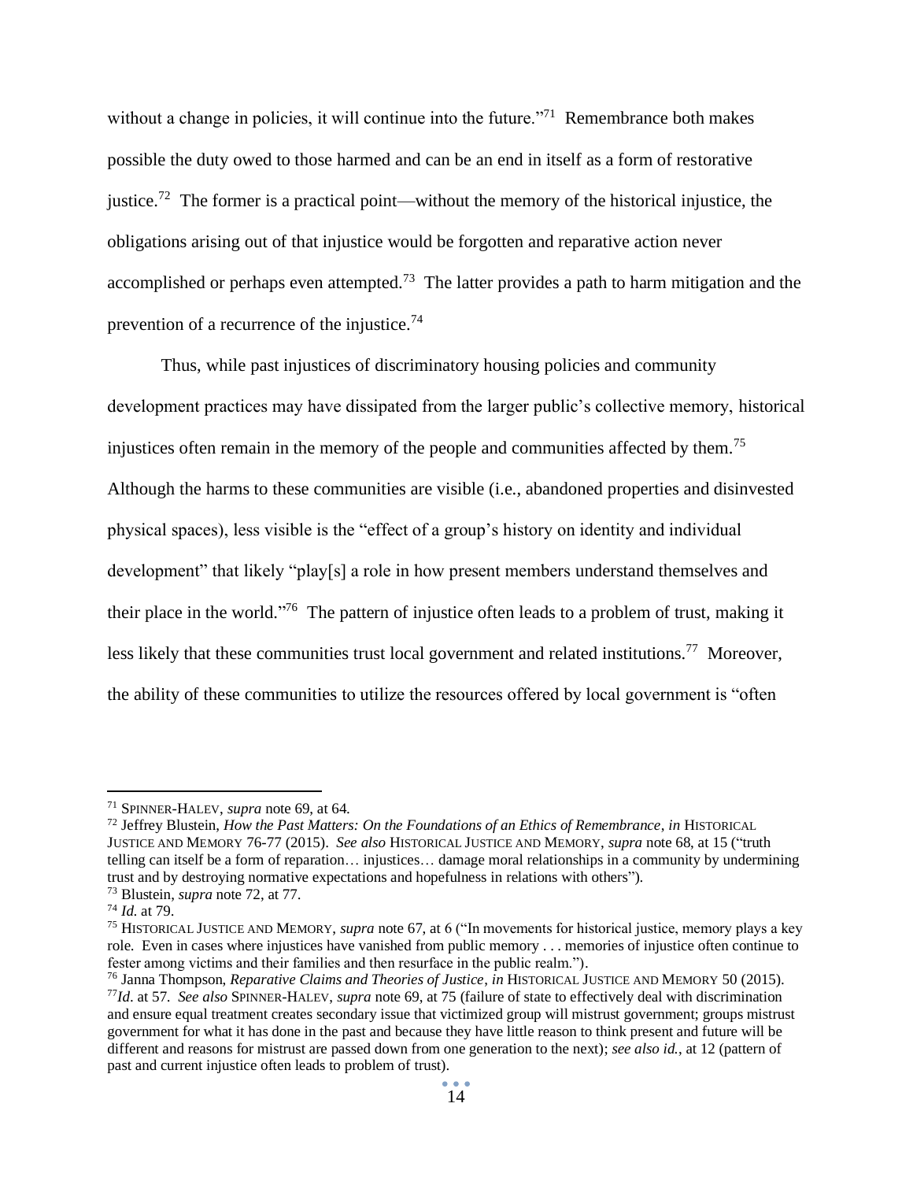without a change in policies, it will continue into the future."[71] Remembrance both makes possible the duty owed to those harmed and can be an end in itself as a form of restorative justice.[72] The former is a practical point—without the memory of the historical injustice, the obligations arising out of that injustice would be forgotten and reparative action never accomplished or perhaps even attempted.[73] The latter provides a path to harm mitigation and the prevention of a recurrence of the injustice.[74]

Thus, while past injustices of discriminatory housing policies and community development practices may have dissipated from the larger public's collective memory, historical injustices often remain in the memory of the people and communities affected by them.[75] Although the harms to these communities are visible (i.e., abandoned properties and disinvested physical spaces), less visible is the "effect of a group's history on identity and individual development" that likely "play[s] a role in how present members understand themselves and their place in the world."[76] The pattern of injustice often leads to a problem of trust, making it less likely that these communities trust local government and related institutions.[77] Moreover, the ability of these communities to utilize the resources offered by local government is "often

---

[71] SPINNER-HALEV, *supra* note 69, at 64.

[72] Jeffrey Blustein, *How the Past Matters: On the Foundations of an Ethics of Remembrance*, *in* HISTORICAL JUSTICE AND MEMORY 76-77 (2015). *See also* HISTORICAL JUSTICE AND MEMORY, *supra* note 68, at 15 ("truth telling can itself be a form of reparation… injustices… damage moral relationships in a community by undermining trust and by destroying normative expectations and hopefulness in relations with others").

[73] Blustein, *supra* note 72, at 77.

[74] *Id.* at 79.

[75] HISTORICAL JUSTICE AND MEMORY, *supra* note 67, at 6 ("In movements for historical justice, memory plays a key role. Even in cases where injustices have vanished from public memory . . . memories of injustice often continue to fester among victims and their families and then resurface in the public realm.").

[76] Janna Thompson, *Reparative Claims and Theories of Justice*, *in* HISTORICAL JUSTICE AND MEMORY 50 (2015).

[77] *Id*. at 57. *See also* SPINNER-HALEV, *supra* note 69, at 75 (failure of state to effectively deal with discrimination and ensure equal treatment creates secondary issue that victimized group will mistrust government; groups mistrust government for what it has done in the past and because they have little reason to think present and future will be different and reasons for mistrust are passed down from one generation to the next); *see also id.*, at 12 (pattern of past and current injustice often leads to problem of trust).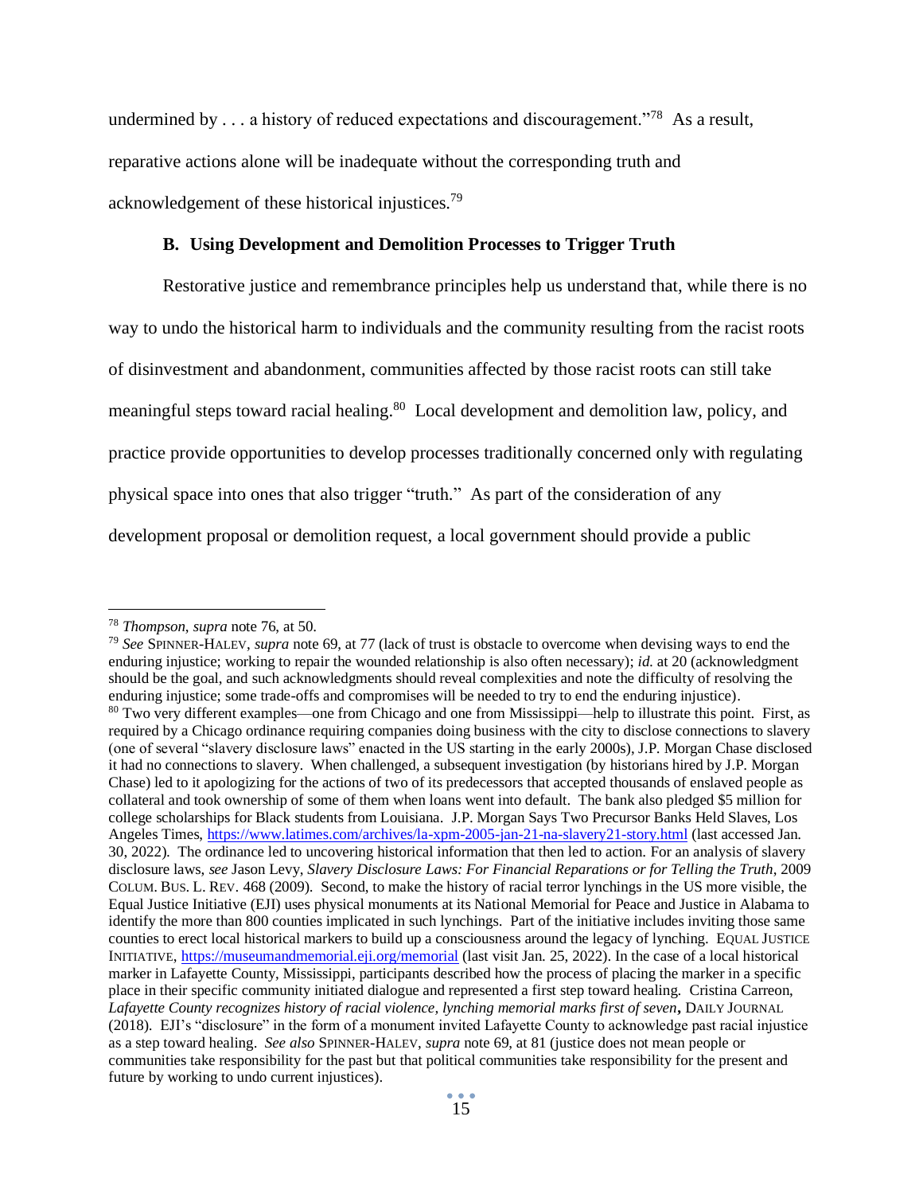undermined by . . . a history of reduced expectations and discouragement."[78] As a result, reparative actions alone will be inadequate without the corresponding truth and acknowledgement of these historical injustices.[79]

### B. Using Development and Demolition Processes to Trigger Truth

Restorative justice and remembrance principles help us understand that, while there is no way to undo the historical harm to individuals and the community resulting from the racist roots of disinvestment and abandonment, communities affected by those racist roots can still take meaningful steps toward racial healing.[80] Local development and demolition law, policy, and practice provide opportunities to develop processes traditionally concerned only with regulating physical space into ones that also trigger "truth." As part of the consideration of any development proposal or demolition request, a local government should provide a public

---

[78] *Thompson*, *supra* note 76, at 50.

[79] *See* SPINNER-HALEV, *supra* note 69, at 77 (lack of trust is obstacle to overcome when devising ways to end the enduring injustice; working to repair the wounded relationship is also often necessary); *id.* at 20 (acknowledgment should be the goal, and such acknowledgments should reveal complexities and note the difficulty of resolving the enduring injustice; some trade-offs and compromises will be needed to try to end the enduring injustice).

[80] Two very different examples—one from Chicago and one from Mississippi—help to illustrate this point. First, as required by a Chicago ordinance requiring companies doing business with the city to disclose connections to slavery (one of several "slavery disclosure laws" enacted in the US starting in the early 2000s), J.P. Morgan Chase disclosed it had no connections to slavery. When challenged, a subsequent investigation (by historians hired by J.P. Morgan Chase) led to it apologizing for the actions of two of its predecessors that accepted thousands of enslaved people as collateral and took ownership of some of them when loans went into default. The bank also pledged $5 million for college scholarships for Black students from Louisiana. J.P. Morgan Says Two Precursor Banks Held Slaves, Los Angeles Times, https://www.latimes.com/archives/la-xpm-2005-jan-21-na-slavery21-story.html (last accessed Jan. 30, 2022). The ordinance led to uncovering historical information that then led to action. For an analysis of slavery disclosure laws, *see* Jason Levy, *Slavery Disclosure Laws: For Financial Reparations or for Telling the Truth*, 2009 COLUM. BUS. L. REV. 468 (2009). Second, to make the history of racial terror lynchings in the US more visible, the Equal Justice Initiative (EJI) uses physical monuments at its National Memorial for Peace and Justice in Alabama to identify the more than 800 counties implicated in such lynchings. Part of the initiative includes inviting those same counties to erect local historical markers to build up a consciousness around the legacy of lynching. EQUAL JUSTICE INITIATIVE, https://museumandmemorial.eji.org/memorial (last visit Jan. 25, 2022). In the case of a local historical marker in Lafayette County, Mississippi, participants described how the process of placing the marker in a specific place in their specific community initiated dialogue and represented a first step toward healing. Cristina Carreon, *Lafayette County recognizes history of racial violence, lynching memorial marks first of seven*, DAILY JOURNAL (2018). EJI's "disclosure" in the form of a monument invited Lafayette County to acknowledge past racial injustice as a step toward healing. *See also* SPINNER-HALEV, *supra* note 69, at 81 (justice does not mean people or communities take responsibility for the past but that political communities take responsibility for the present and future by working to undo current injustices).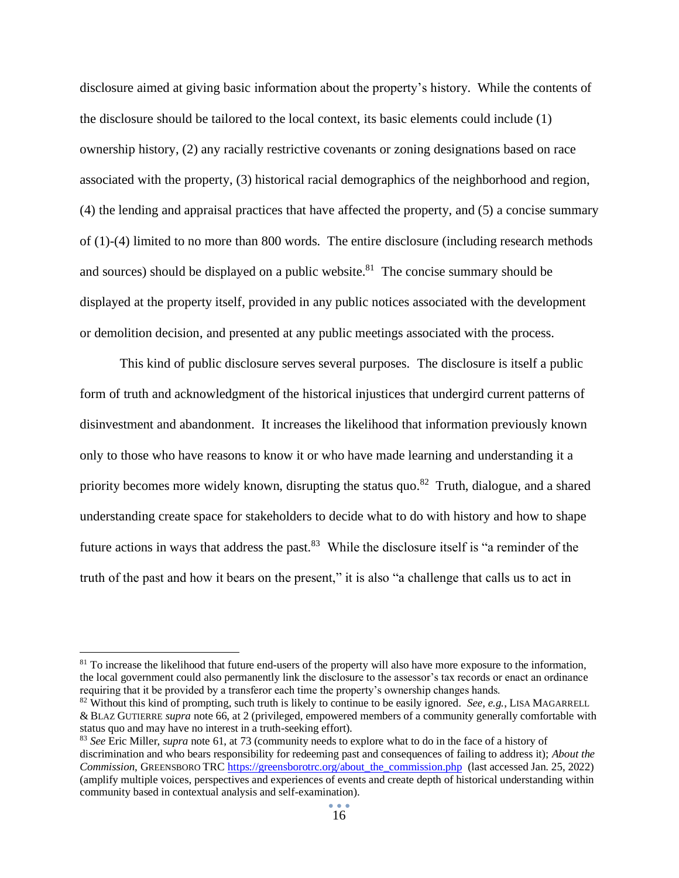disclosure aimed at giving basic information about the property's history. While the contents of the disclosure should be tailored to the local context, its basic elements could include (1) ownership history, (2) any racially restrictive covenants or zoning designations based on race associated with the property, (3) historical racial demographics of the neighborhood and region, (4) the lending and appraisal practices that have affected the property, and (5) a concise summary of (1)-(4) limited to no more than 800 words. The entire disclosure (including research methods and sources) should be displayed on a public website.[81] The concise summary should be displayed at the property itself, provided in any public notices associated with the development or demolition decision, and presented at any public meetings associated with the process.

This kind of public disclosure serves several purposes. The disclosure is itself a public form of truth and acknowledgment of the historical injustices that undergird current patterns of disinvestment and abandonment. It increases the likelihood that information previously known only to those who have reasons to know it or who have made learning and understanding it a priority becomes more widely known, disrupting the status quo.[82] Truth, dialogue, and a shared understanding create space for stakeholders to decide what to do with history and how to shape future actions in ways that address the past.[83] While the disclosure itself is "a reminder of the truth of the past and how it bears on the present," it is also "a challenge that calls us to act in

---

[81] To increase the likelihood that future end-users of the property will also have more exposure to the information, the local government could also permanently link the disclosure to the assessor's tax records or enact an ordinance requiring that it be provided by a transferor each time the property's ownership changes hands.

[82] Without this kind of prompting, such truth is likely to continue to be easily ignored. *See, e.g.*, LISA MAGARRELL & BLAZ GUTIERRE *supra* note 66, at 2 (privileged, empowered members of a community generally comfortable with status quo and may have no interest in a truth-seeking effort).

[83] *See* Eric Miller, *supra* note 61, at 73 (community needs to explore what to do in the face of a history of discrimination and who bears responsibility for redeeming past and consequences of failing to address it); *About the Commission*, GREENSBORO TRC https://greensborotrc.org/about_the_commission.php (last accessed Jan. 25, 2022) (amplify multiple voices, perspectives and experiences of events and create depth of historical understanding within community based in contextual analysis and self-examination).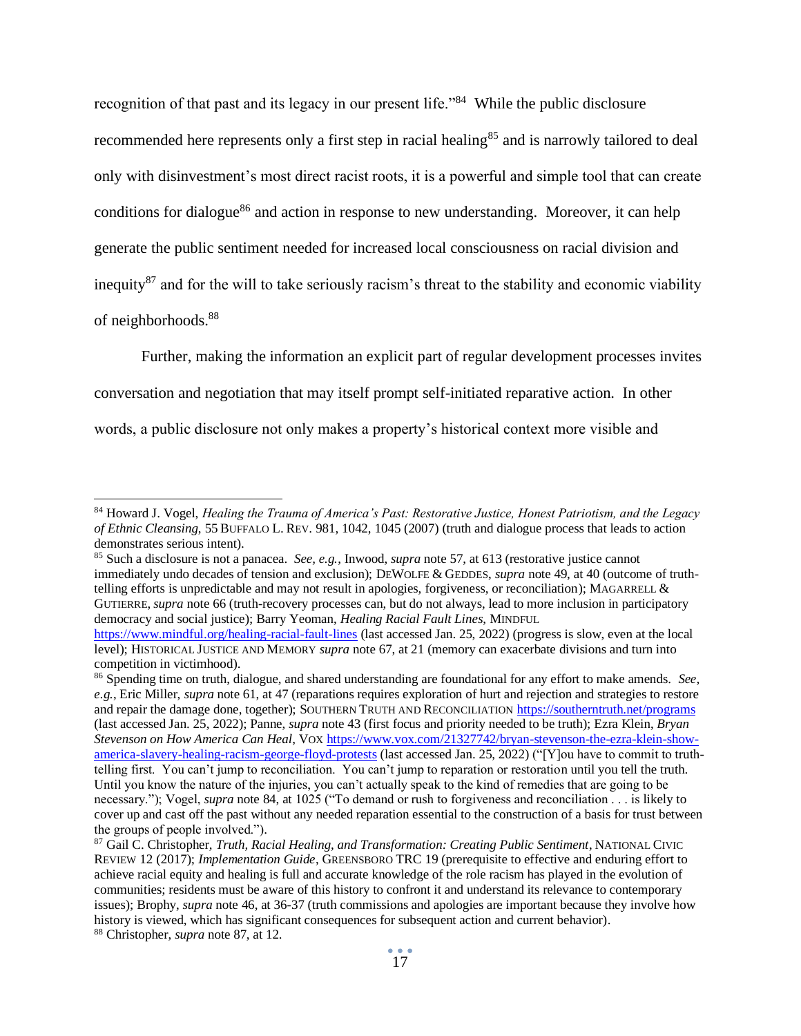recognition of that past and its legacy in our present life."[84] While the public disclosure recommended here represents only a first step in racial healing[85] and is narrowly tailored to deal only with disinvestment's most direct racist roots, it is a powerful and simple tool that can create conditions for dialogue[86] and action in response to new understanding. Moreover, it can help generate the public sentiment needed for increased local consciousness on racial division and inequity[87] and for the will to take seriously racism's threat to the stability and economic viability of neighborhoods.[88]

Further, making the information an explicit part of regular development processes invites conversation and negotiation that may itself prompt self-initiated reparative action. In other words, a public disclosure not only makes a property's historical context more visible and

---

[84] Howard J. Vogel, *Healing the Trauma of America's Past: Restorative Justice, Honest Patriotism, and the Legacy of Ethnic Cleansing*, 55 BUFFALO L. REV. 981, 1042, 1045 (2007) (truth and dialogue process that leads to action demonstrates serious intent).

[85] Such a disclosure is not a panacea. *See, e.g.*, Inwood, *supra* note 57, at 613 (restorative justice cannot immediately undo decades of tension and exclusion); DEWOLFE & GEDDES, *supra* note 49, at 40 (outcome of truth-telling efforts is unpredictable and may not result in apologies, forgiveness, or reconciliation); MAGARRELL & GUTIERRE, *supra* note 66 (truth-recovery processes can, but do not always, lead to more inclusion in participatory democracy and social justice); Barry Yeoman, *Healing Racial Fault Lines*, MINDFUL https://www.mindful.org/healing-racial-fault-lines (last accessed Jan. 25, 2022) (progress is slow, even at the local level); HISTORICAL JUSTICE AND MEMORY *supra* note 67, at 21 (memory can exacerbate divisions and turn into competition in victimhood).

[86] Spending time on truth, dialogue, and shared understanding are foundational for any effort to make amends. *See, e.g.*, Eric Miller, *supra* note 61, at 47 (reparations requires exploration of hurt and rejection and strategies to restore and repair the damage done, together); SOUTHERN TRUTH AND RECONCILIATION https://southerntruth.net/programs (last accessed Jan. 25, 2022); Panne, *supra* note 43 (first focus and priority needed to be truth); Ezra Klein, *Bryan Stevenson on How America Can Heal*, VOX https://www.vox.com/21327742/bryan-stevenson-the-ezra-klein-show-america-slavery-healing-racism-george-floyd-protests (last accessed Jan. 25, 2022) ("[Y]ou have to commit to truth-telling first. You can't jump to reconciliation. You can't jump to reparation or restoration until you tell the truth. Until you know the nature of the injuries, you can't actually speak to the kind of remedies that are going to be necessary."); Vogel, *supra* note 84, at 1025 ("To demand or rush to forgiveness and reconciliation . . . is likely to cover up and cast off the past without any needed reparation essential to the construction of a basis for trust between the groups of people involved.").

[87] Gail C. Christopher, *Truth, Racial Healing, and Transformation: Creating Public Sentiment*, NATIONAL CIVIC REVIEW 12 (2017); *Implementation Guide*, GREENSBORO TRC 19 (prerequisite to effective and enduring effort to achieve racial equity and healing is full and accurate knowledge of the role racism has played in the evolution of communities; residents must be aware of this history to confront it and understand its relevance to contemporary issues); Brophy, *supra* note 46, at 36-37 (truth commissions and apologies are important because they involve how history is viewed, which has significant consequences for subsequent action and current behavior).

[88] Christopher, *supra* note 87, at 12.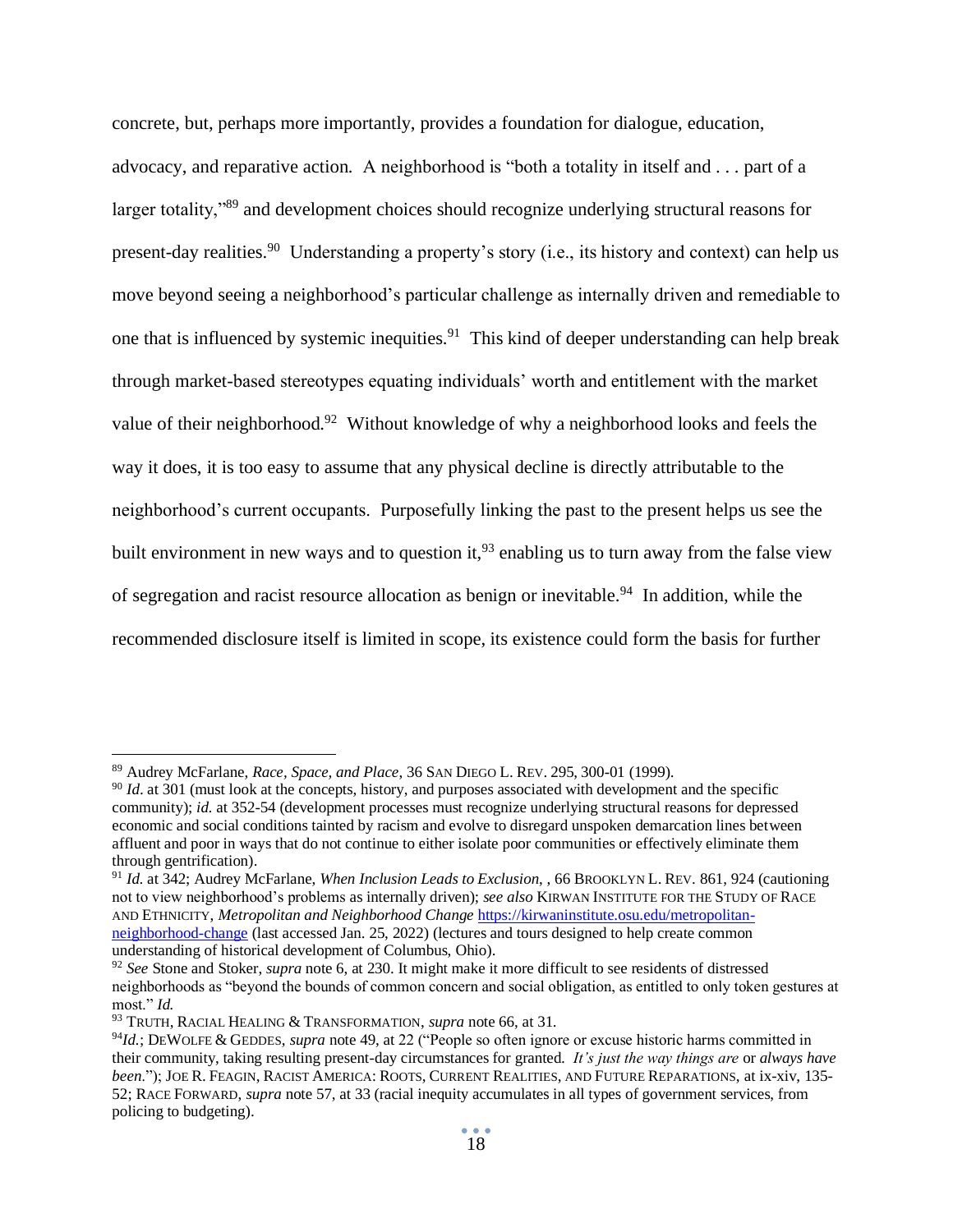concrete, but, perhaps more importantly, provides a foundation for dialogue, education, advocacy, and reparative action. A neighborhood is "both a totality in itself and . . . part of a larger totality,"[89] and development choices should recognize underlying structural reasons for present-day realities.[90] Understanding a property's story (i.e., its history and context) can help us move beyond seeing a neighborhood's particular challenge as internally driven and remediable to one that is influenced by systemic inequities.[91] This kind of deeper understanding can help break through market-based stereotypes equating individuals' worth and entitlement with the market value of their neighborhood.[92] Without knowledge of why a neighborhood looks and feels the way it does, it is too easy to assume that any physical decline is directly attributable to the neighborhood's current occupants. Purposefully linking the past to the present helps us see the built environment in new ways and to question it,[93] enabling us to turn away from the false view of segregation and racist resource allocation as benign or inevitable.[94] In addition, while the recommended disclosure itself is limited in scope, its existence could form the basis for further

---

[89] Audrey McFarlane, *Race, Space, and Place*, 36 San Diego L. Rev. 295, 300-01 (1999).

[90] *Id.* at 301 (must look at the concepts, history, and purposes associated with development and the specific community); *id.* at 352-54 (development processes must recognize underlying structural reasons for depressed economic and social conditions tainted by racism and evolve to disregard unspoken demarcation lines between affluent and poor in ways that do not continue to either isolate poor communities or effectively eliminate them through gentrification).

[91] *Id.* at 342; Audrey McFarlane, *When Inclusion Leads to Exclusion*, , 66 Brooklyn L. Rev. 861, 924 (cautioning not to view neighborhood's problems as internally driven); *see also* Kirwan Institute for the Study of Race and Ethnicity, *Metropolitan and Neighborhood Change* [https://kirwaninstitute.osu.edu/metropolitan-neighborhood-change](https://kirwaninstitute.osu.edu/metropolitan-neighborhood-change) (last accessed Jan. 25, 2022) (lectures and tours designed to help create common understanding of historical development of Columbus, Ohio).

[92] *See* Stone and Stoker, *supra* note 6, at 230. It might make it more difficult to see residents of distressed neighborhoods as "beyond the bounds of common concern and social obligation, as entitled to only token gestures at most." *Id.*

[93] Truth, Racial Healing & Transformation, *supra* note 66, at 31.

[94] *Id.*; DeWolfe & Geddes, *supra* note 49, at 22 ("People so often ignore or excuse historic harms committed in their community, taking resulting present-day circumstances for granted. *It's just the way things are* or *always have been*."); Joe R. Feagin, Racist America: Roots, Current Realities, and Future Reparations, at ix-xiv, 135-52; Race Forward, *supra* note 57, at 33 (racial inequity accumulates in all types of government services, from policing to budgeting).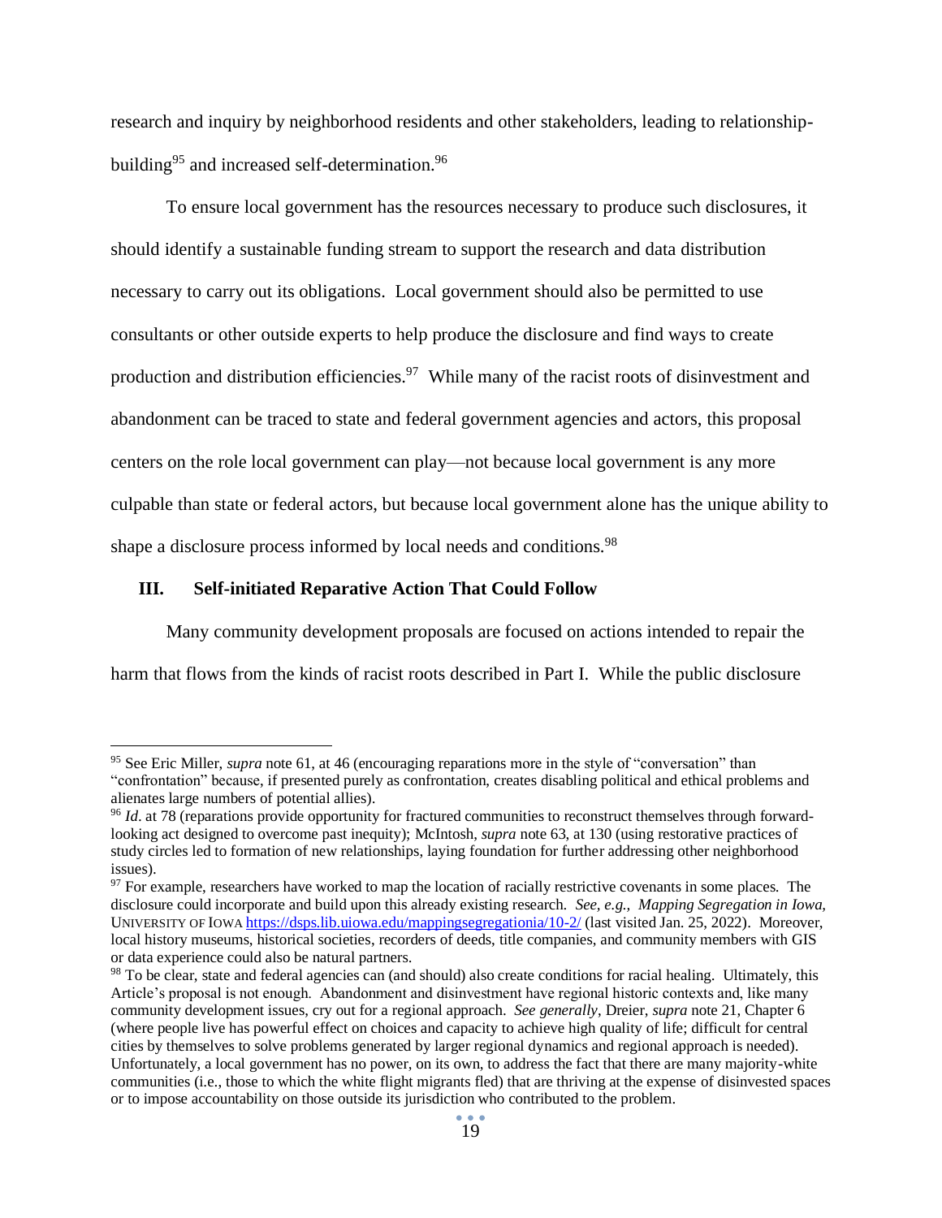research and inquiry by neighborhood residents and other stakeholders, leading to relationship-building[95] and increased self-determination.[96]

To ensure local government has the resources necessary to produce such disclosures, it should identify a sustainable funding stream to support the research and data distribution necessary to carry out its obligations. Local government should also be permitted to use consultants or other outside experts to help produce the disclosure and find ways to create production and distribution efficiencies.[97] While many of the racist roots of disinvestment and abandonment can be traced to state and federal government agencies and actors, this proposal centers on the role local government can play—not because local government is any more culpable than state or federal actors, but because local government alone has the unique ability to shape a disclosure process informed by local needs and conditions.[98]

## III. Self-initiated Reparative Action That Could Follow

Many community development proposals are focused on actions intended to repair the harm that flows from the kinds of racist roots described in Part I. While the public disclosure

---

[95] See Eric Miller, *supra* note 61, at 46 (encouraging reparations more in the style of "conversation" than "confrontation" because, if presented purely as confrontation, creates disabling political and ethical problems and alienates large numbers of potential allies).

[96] *Id*. at 78 (reparations provide opportunity for fractured communities to reconstruct themselves through forward-looking act designed to overcome past inequity); McIntosh, *supra* note 63, at 130 (using restorative practices of study circles led to formation of new relationships, laying foundation for further addressing other neighborhood issues).

[97] For example, researchers have worked to map the location of racially restrictive covenants in some places. The disclosure could incorporate and build upon this already existing research. *See, e.g., Mapping Segregation in Iowa,* UNIVERSITY OF IOWA https://dsps.lib.uiowa.edu/mappingsegregationia/10-2/ (last visited Jan. 25, 2022). Moreover, local history museums, historical societies, recorders of deeds, title companies, and community members with GIS or data experience could also be natural partners.

[98] To be clear, state and federal agencies can (and should) also create conditions for racial healing. Ultimately, this Article's proposal is not enough. Abandonment and disinvestment have regional historic contexts and, like many community development issues, cry out for a regional approach. *See generally*, Dreier, *supra* note 21, Chapter 6 (where people live has powerful effect on choices and capacity to achieve high quality of life; difficult for central cities by themselves to solve problems generated by larger regional dynamics and regional approach is needed). Unfortunately, a local government has no power, on its own, to address the fact that there are many majority-white communities (i.e., those to which the white flight migrants fled) that are thriving at the expense of disinvested spaces or to impose accountability on those outside its jurisdiction who contributed to the problem.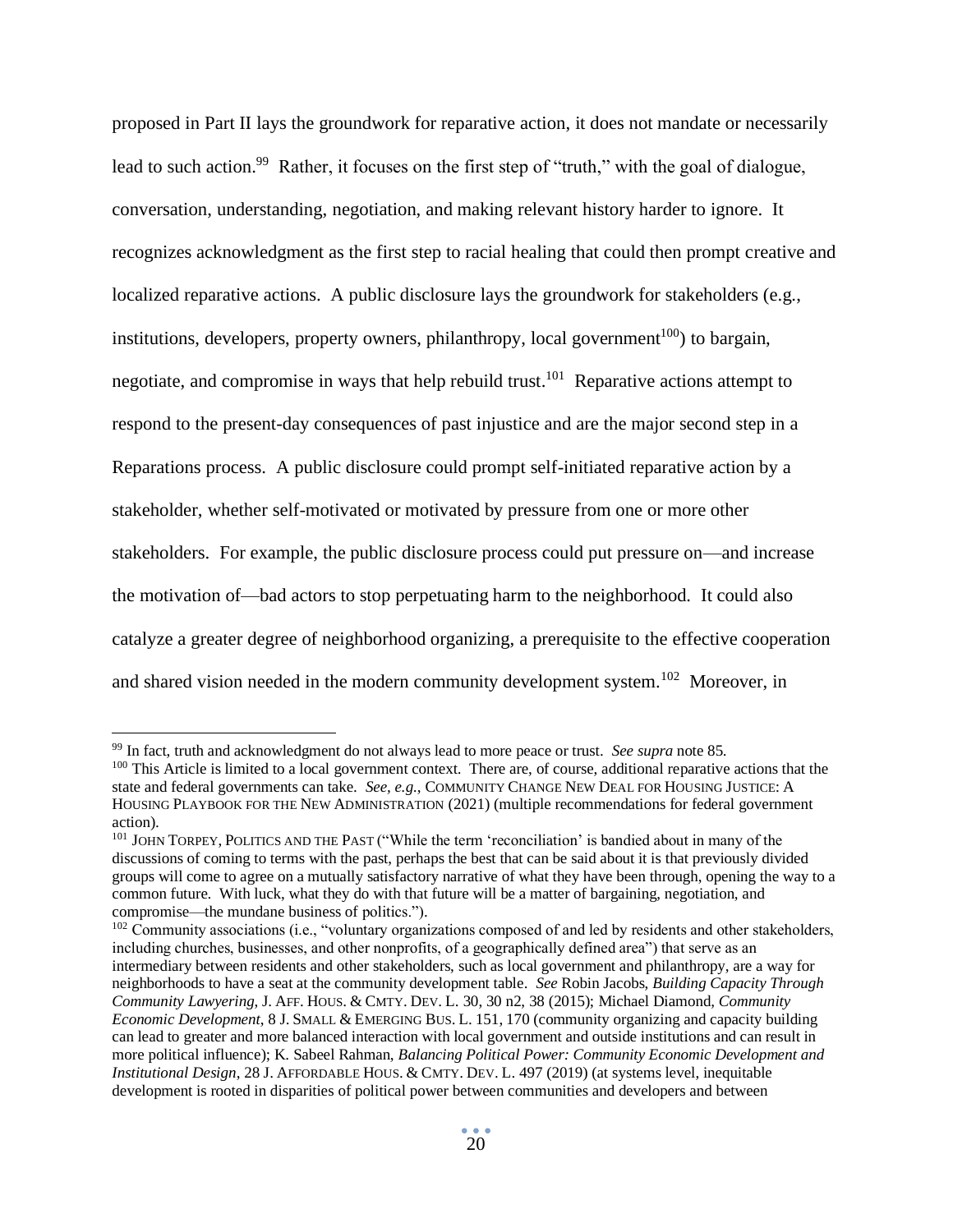proposed in Part II lays the groundwork for reparative action, it does not mandate or necessarily lead to such action.[99] Rather, it focuses on the first step of "truth," with the goal of dialogue, conversation, understanding, negotiation, and making relevant history harder to ignore. It recognizes acknowledgment as the first step to racial healing that could then prompt creative and localized reparative actions. A public disclosure lays the groundwork for stakeholders (e.g., institutions, developers, property owners, philanthropy, local government[100]) to bargain, negotiate, and compromise in ways that help rebuild trust.[101] Reparative actions attempt to respond to the present-day consequences of past injustice and are the major second step in a Reparations process. A public disclosure could prompt self-initiated reparative action by a stakeholder, whether self-motivated or motivated by pressure from one or more other stakeholders. For example, the public disclosure process could put pressure on—and increase the motivation of—bad actors to stop perpetuating harm to the neighborhood. It could also catalyze a greater degree of neighborhood organizing, a prerequisite to the effective cooperation and shared vision needed in the modern community development system.[102] Moreover, in

---

[99] In fact, truth and acknowledgment do not always lead to more peace or trust. *See supra* note 85.

[100] This Article is limited to a local government context. There are, of course, additional reparative actions that the state and federal governments can take. *See, e.g.*, COMMUNITY CHANGE NEW DEAL FOR HOUSING JUSTICE: A HOUSING PLAYBOOK FOR THE NEW ADMINISTRATION (2021) (multiple recommendations for federal government action).

[101] JOHN TORPEY, POLITICS AND THE PAST ("While the term 'reconciliation' is bandied about in many of the discussions of coming to terms with the past, perhaps the best that can be said about it is that previously divided groups will come to agree on a mutually satisfactory narrative of what they have been through, opening the way to a common future. With luck, what they do with that future will be a matter of bargaining, negotiation, and compromise—the mundane business of politics.").

[102] Community associations (i.e., "voluntary organizations composed of and led by residents and other stakeholders, including churches, businesses, and other nonprofits, of a geographically defined area") that serve as an intermediary between residents and other stakeholders, such as local government and philanthropy, are a way for neighborhoods to have a seat at the community development table. *See* Robin Jacobs, *Building Capacity Through Community Lawyering*, J. AFF. HOUS. & CMTY. DEV. L. 30, 30 n2, 38 (2015); Michael Diamond, *Community Economic Development*, 8 J. SMALL & EMERGING BUS. L. 151, 170 (community organizing and capacity building can lead to greater and more balanced interaction with local government and outside institutions and can result in more political influence); K. Sabeel Rahman, *Balancing Political Power: Community Economic Development and Institutional Design*, 28 J. AFFORDABLE HOUS. & CMTY. DEV. L. 497 (2019) (at systems level, inequitable development is rooted in disparities of political power between communities and developers and between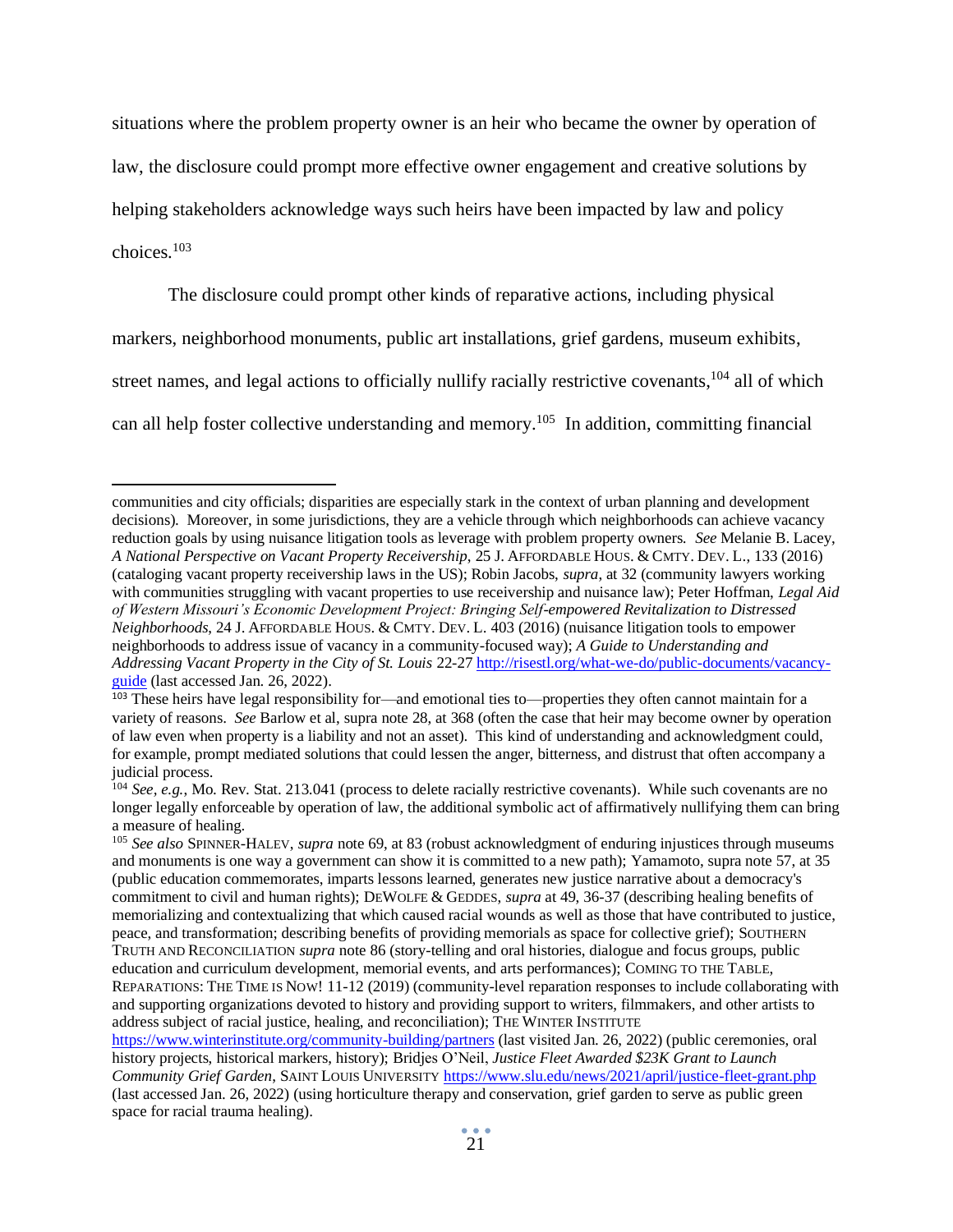situations where the problem property owner is an heir who became the owner by operation of law, the disclosure could prompt more effective owner engagement and creative solutions by helping stakeholders acknowledge ways such heirs have been impacted by law and policy choices.[103]

The disclosure could prompt other kinds of reparative actions, including physical markers, neighborhood monuments, public art installations, grief gardens, museum exhibits, street names, and legal actions to officially nullify racially restrictive covenants,[104] all of which can all help foster collective understanding and memory.[105] In addition, committing financial

---

communities and city officials; disparities are especially stark in the context of urban planning and development decisions). Moreover, in some jurisdictions, they are a vehicle through which neighborhoods can achieve vacancy reduction goals by using nuisance litigation tools as leverage with problem property owners. *See* Melanie B. Lacey, *A National Perspective on Vacant Property Receivership*, 25 J. AFFORDABLE HOUS. & CMTY. DEV. L., 133 (2016) (cataloging vacant property receivership laws in the US); Robin Jacobs, *supra*, at 32 (community lawyers working with communities struggling with vacant properties to use receivership and nuisance law); Peter Hoffman, *Legal Aid of Western Missouri's Economic Development Project: Bringing Self-empowered Revitalization to Distressed Neighborhoods*, 24 J. AFFORDABLE HOUS. & CMTY. DEV. L. 403 (2016) (nuisance litigation tools to empower neighborhoods to address issue of vacancy in a community-focused way); *A Guide to Understanding and Addressing Vacant Property in the City of St. Louis* 22-27 http://risestl.org/what-we-do/public-documents/vacancy-guide (last accessed Jan. 26, 2022).

[103] These heirs have legal responsibility for—and emotional ties to—properties they often cannot maintain for a variety of reasons. *See* Barlow et al, supra note 28, at 368 (often the case that heir may become owner by operation of law even when property is a liability and not an asset). This kind of understanding and acknowledgment could, for example, prompt mediated solutions that could lessen the anger, bitterness, and distrust that often accompany a judicial process.

[104] *See, e.g.*, Mo. Rev. Stat. 213.041 (process to delete racially restrictive covenants). While such covenants are no longer legally enforceable by operation of law, the additional symbolic act of affirmatively nullifying them can bring a measure of healing.

[105] *See also* SPINNER-HALEV, *supra* note 69, at 83 (robust acknowledgment of enduring injustices through museums and monuments is one way a government can show it is committed to a new path); Yamamoto, supra note 57, at 35 (public education commemorates, imparts lessons learned, generates new justice narrative about a democracy's commitment to civil and human rights); DEWOLFE & GEDDES, *supra* at 49, 36-37 (describing healing benefits of memorializing and contextualizing that which caused racial wounds as well as those that have contributed to justice, peace, and transformation; describing benefits of providing memorials as space for collective grief); SOUTHERN TRUTH AND RECONCILIATION *supra* note 86 (story-telling and oral histories, dialogue and focus groups, public education and curriculum development, memorial events, and arts performances); COMING TO THE TABLE, REPARATIONS: THE TIME IS NOW! 11-12 (2019) (community-level reparation responses to include collaborating with and supporting organizations devoted to history and providing support to writers, filmmakers, and other artists to address subject of racial justice, healing, and reconciliation); THE WINTER INSTITUTE https://www.winterinstitute.org/community-building/partners (last visited Jan. 26, 2022) (public ceremonies, oral history projects, historical markers, history); Bridjes O'Neil, *Justice Fleet Awarded $23K Grant to Launch Community Grief Garden*, SAINT LOUIS UNIVERSITY https://www.slu.edu/news/2021/april/justice-fleet-grant.php (last accessed Jan. 26, 2022) (using horticulture therapy and conservation, grief garden to serve as public green space for racial trauma healing).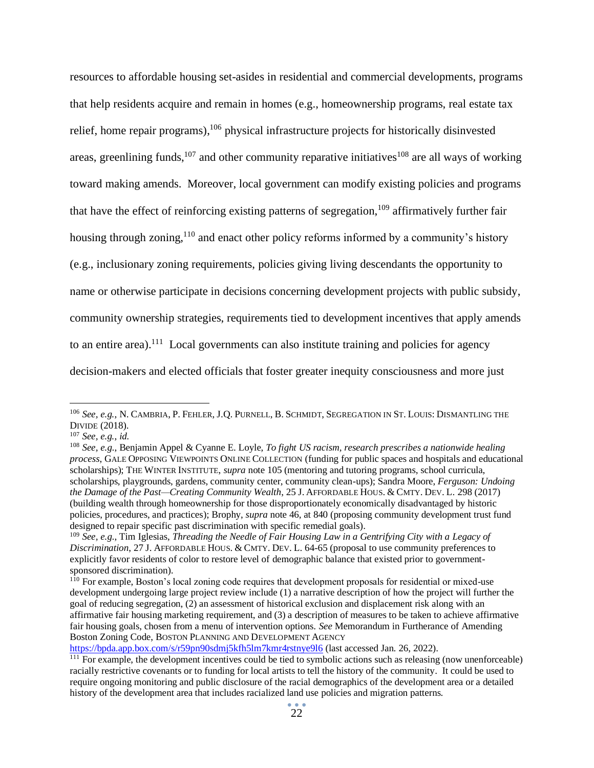resources to affordable housing set-asides in residential and commercial developments, programs that help residents acquire and remain in homes (e.g., homeownership programs, real estate tax relief, home repair programs),[106] physical infrastructure projects for historically disinvested areas, greenlining funds,[107] and other community reparative initiatives[108] are all ways of working toward making amends. Moreover, local government can modify existing policies and programs that have the effect of reinforcing existing patterns of segregation,[109] affirmatively further fair housing through zoning,[110] and enact other policy reforms informed by a community's history (e.g., inclusionary zoning requirements, policies giving living descendants the opportunity to name or otherwise participate in decisions concerning development projects with public subsidy, community ownership strategies, requirements tied to development incentives that apply amends to an entire area).[111] Local governments can also institute training and policies for agency decision-makers and elected officials that foster greater inequity consciousness and more just

---

[106] *See, e.g.*, N. CAMBRIA, P. FEHLER, J.Q. PURNELL, B. SCHMIDT, SEGREGATION IN ST. LOUIS: DISMANTLING THE DIVIDE (2018).

[107] *See, e.g.*, *id.*

[108] *See, e.g.*, Benjamin Appel & Cyanne E. Loyle, *To fight US racism, research prescribes a nationwide healing process*, GALE OPPOSING VIEWPOINTS ONLINE COLLECTION (funding for public spaces and hospitals and educational scholarships); THE WINTER INSTITUTE, *supra* note 105 (mentoring and tutoring programs, school curricula, scholarships, playgrounds, gardens, community center, community clean-ups); Sandra Moore, *Ferguson: Undoing the Damage of the Past—Creating Community Wealth*, 25 J. AFFORDABLE HOUS. & CMTY. DEV. L. 298 (2017) (building wealth through homeownership for those disproportionately economically disadvantaged by historic policies, procedures, and practices); Brophy, *supra* note 46, at 840 (proposing community development trust fund designed to repair specific past discrimination with specific remedial goals).

[109] *See, e.g.*, Tim Iglesias, *Threading the Needle of Fair Housing Law in a Gentrifying City with a Legacy of Discrimination*, 27 J. AFFORDABLE HOUS. & CMTY. DEV. L. 64-65 (proposal to use community preferences to explicitly favor residents of color to restore level of demographic balance that existed prior to government-sponsored discrimination).

[110] For example, Boston's local zoning code requires that development proposals for residential or mixed-use development undergoing large project review include (1) a narrative description of how the project will further the goal of reducing segregation, (2) an assessment of historical exclusion and displacement risk along with an affirmative fair housing marketing requirement, and (3) a description of measures to be taken to achieve affirmative fair housing goals, chosen from a menu of intervention options. *See* Memorandum in Furtherance of Amending Boston Zoning Code, BOSTON PLANNING AND DEVELOPMENT AGENCY https://bpda.app.box.com/s/r59pn90sdmj5kfh5lm7kmr4rstnye9l6 (last accessed Jan. 26, 2022).

[111] For example, the development incentives could be tied to symbolic actions such as releasing (now unenforceable) racially restrictive covenants or to funding for local artists to tell the history of the community. It could be used to require ongoing monitoring and public disclosure of the racial demographics of the development area or a detailed history of the development area that includes racialized land use policies and migration patterns.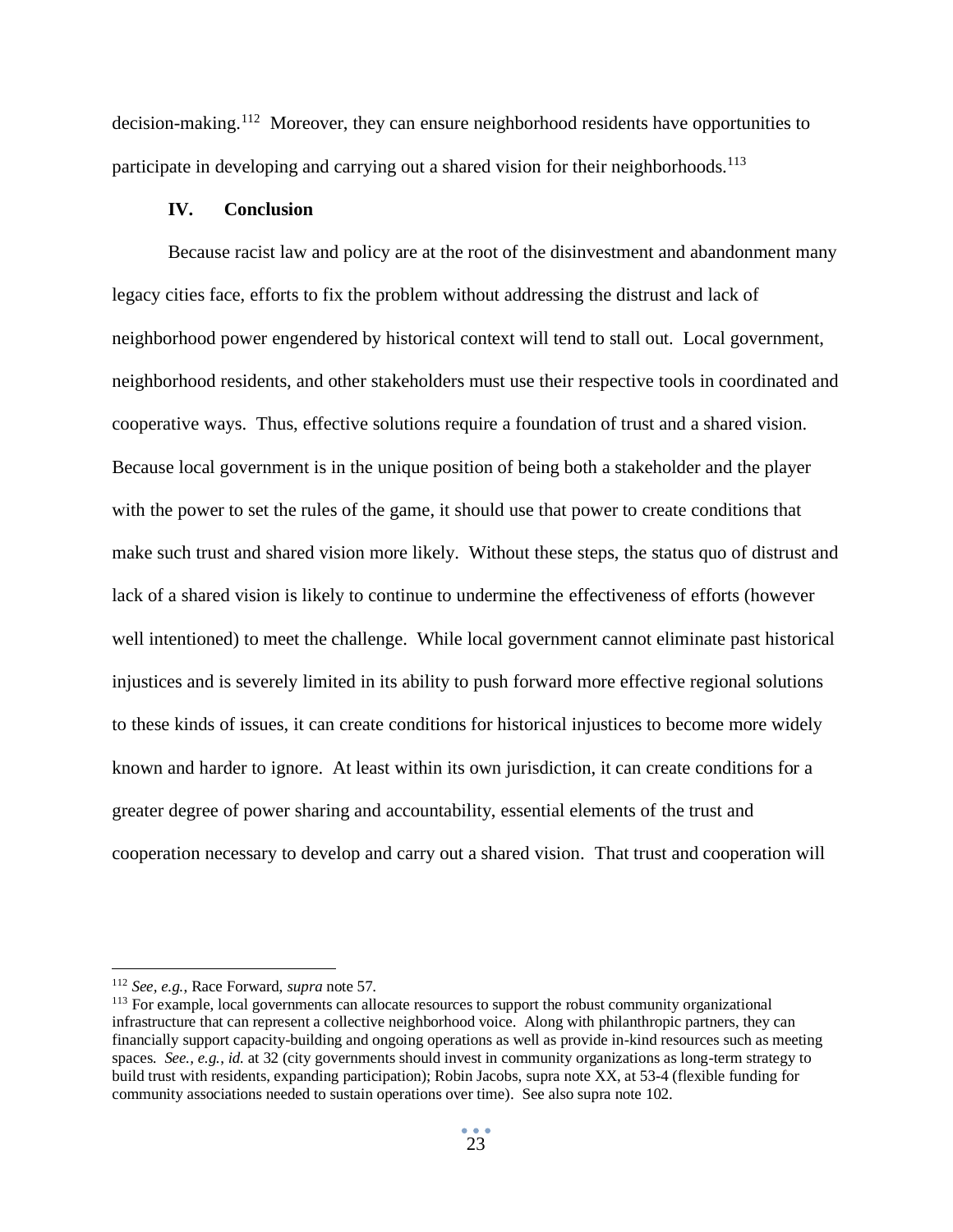decision-making.[112] Moreover, they can ensure neighborhood residents have opportunities to participate in developing and carrying out a shared vision for their neighborhoods.[113]

## IV. Conclusion

Because racist law and policy are at the root of the disinvestment and abandonment many legacy cities face, efforts to fix the problem without addressing the distrust and lack of neighborhood power engendered by historical context will tend to stall out. Local government, neighborhood residents, and other stakeholders must use their respective tools in coordinated and cooperative ways. Thus, effective solutions require a foundation of trust and a shared vision. Because local government is in the unique position of being both a stakeholder and the player with the power to set the rules of the game, it should use that power to create conditions that make such trust and shared vision more likely. Without these steps, the status quo of distrust and lack of a shared vision is likely to continue to undermine the effectiveness of efforts (however well intentioned) to meet the challenge. While local government cannot eliminate past historical injustices and is severely limited in its ability to push forward more effective regional solutions to these kinds of issues, it can create conditions for historical injustices to become more widely known and harder to ignore. At least within its own jurisdiction, it can create conditions for a greater degree of power sharing and accountability, essential elements of the trust and cooperation necessary to develop and carry out a shared vision. That trust and cooperation will

---

[112] *See, e.g.*, Race Forward, *supra* note 57.

[113] For example, local governments can allocate resources to support the robust community organizational infrastructure that can represent a collective neighborhood voice. Along with philanthropic partners, they can financially support capacity-building and ongoing operations as well as provide in-kind resources such as meeting spaces. *See., e.g.*, *id.* at 32 (city governments should invest in community organizations as long-term strategy to build trust with residents, expanding participation); Robin Jacobs, supra note XX, at 53-4 (flexible funding for community associations needed to sustain operations over time). See also supra note 102.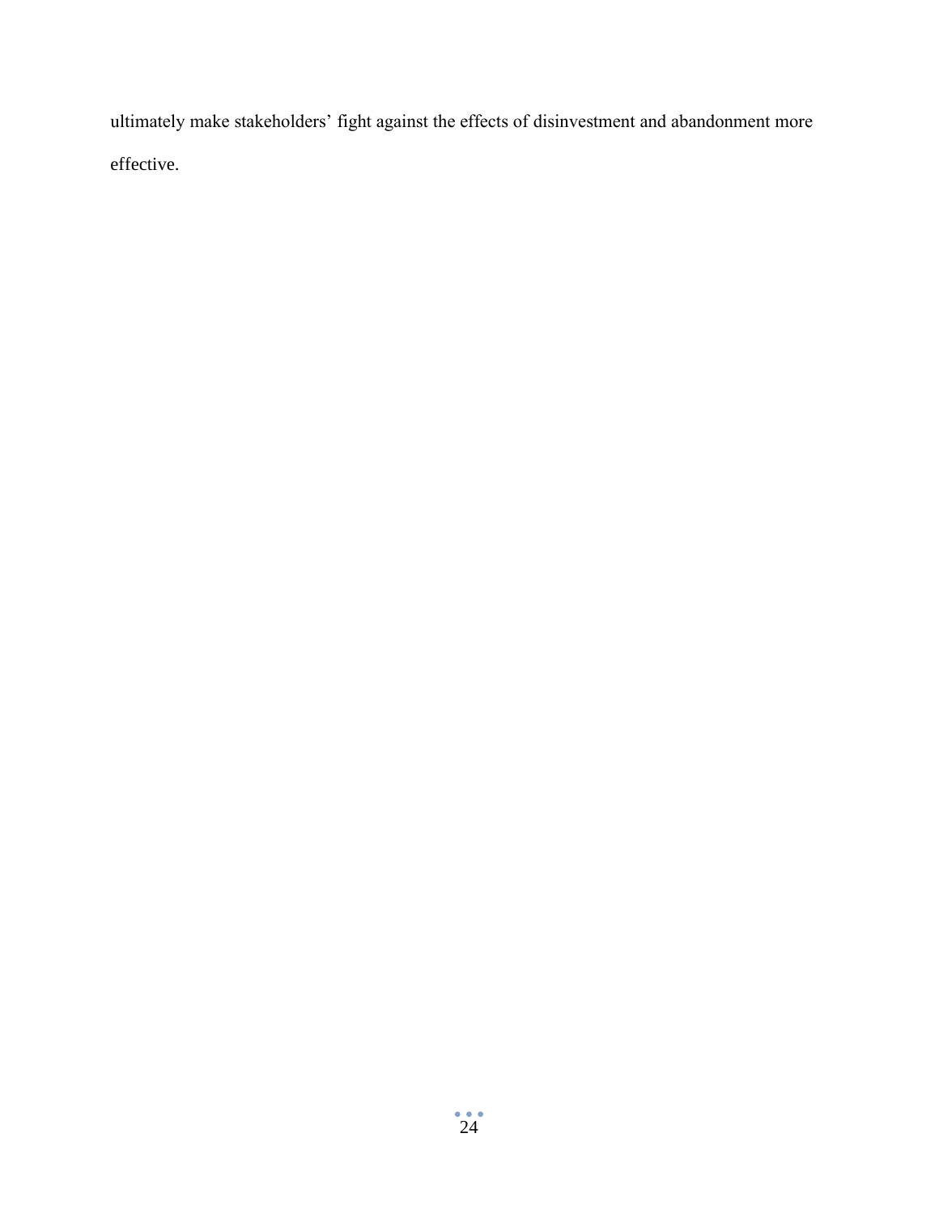ultimately make stakeholders’ fight against the effects of disinvestment and abandonment more effective.